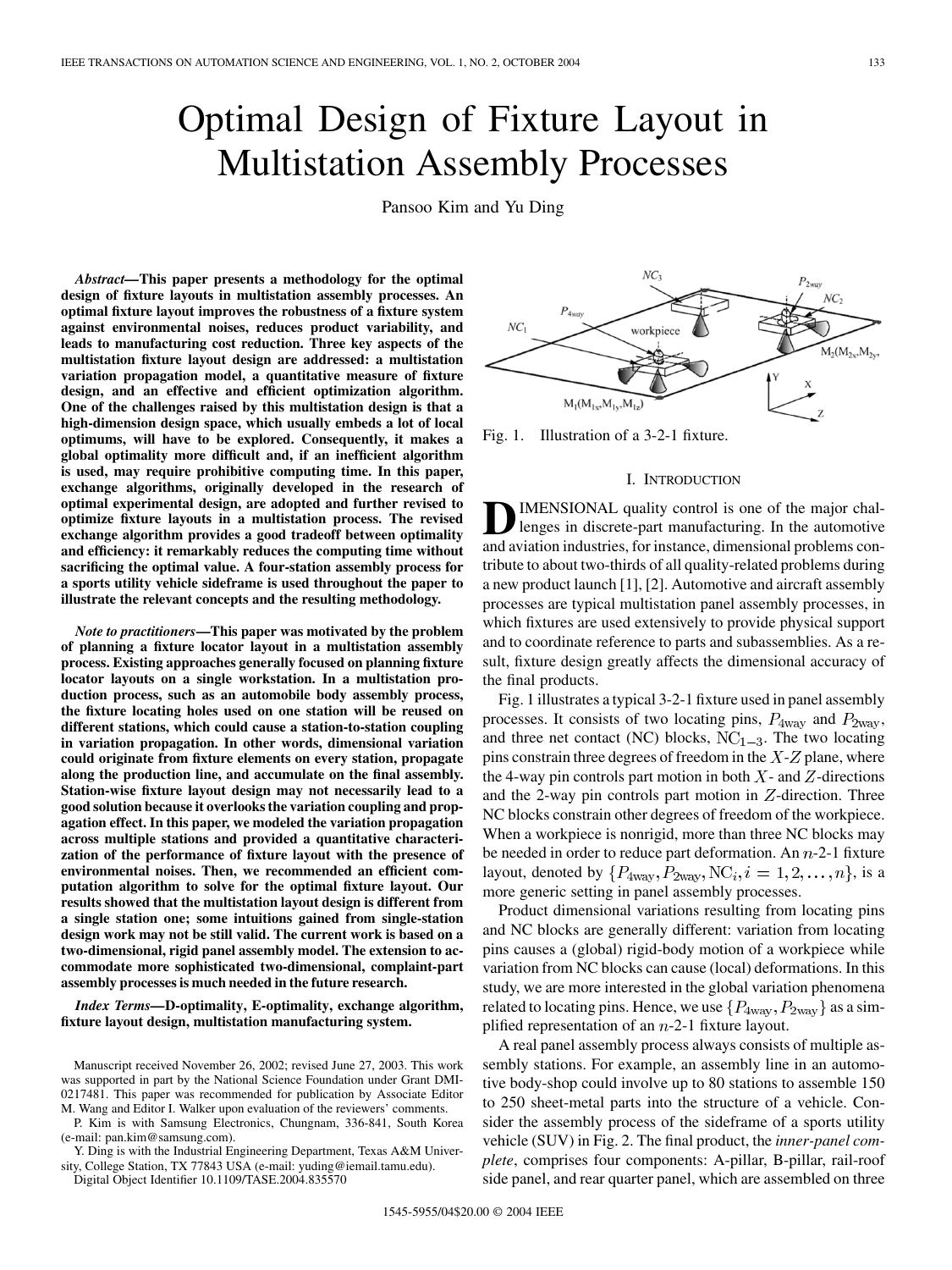# Optimal Design of Fixture Layout in Multistation Assembly Processes

Pansoo Kim and Yu Ding

***Abstract*—This paper presents a methodology for the optimal design of fixture layouts in multistation assembly processes. An optimal fixture layout improves the robustness of a fixture system against environmental noises, reduces product variability, and leads to manufacturing cost reduction. Three key aspects of the multistation fixture layout design are addressed: a multistation variation propagation model, a quantitative measure of fixture design, and an effective and efficient optimization algorithm. One of the challenges raised by this multistation design is that a high-dimension design space, which usually embeds a lot of local optimums, will have to be explored. Consequently, it makes a global optimality more difficult and, if an inefficient algorithm is used, may require prohibitive computing time. In this paper, exchange algorithms, originally developed in the research of optimal experimental design, are adopted and further revised to optimize fixture layouts in a multistation process. The revised exchange algorithm provides a good tradeoff between optimality and efficiency: it remarkably reduces the computing time without sacrificing the optimal value. A four-station assembly process for a sports utility vehicle sideframe is used throughout the paper to illustrate the relevant concepts and the resulting methodology.**

***Note to practitioners*—This paper was motivated by the problem of planning a fixture locator layout in a multistation assembly process. Existing approaches generally focused on planning fixture locator layouts on a single workstation. In a multistation production process, such as an automobile body assembly process, the fixture locating holes used on one station will be reused on different stations, which could cause a station-to-station coupling in variation propagation. In other words, dimensional variation could originate from fixture elements on every station, propagate along the production line, and accumulate on the final assembly. Station-wise fixture layout design may not necessarily lead to a good solution because it overlooks the variation coupling and propagation effect. In this paper, we modeled the variation propagation across multiple stations and provided a quantitative characterization of the performance of fixture layout with the presence of environmental noises. Then, we recommended an efficient computation algorithm to solve for the optimal fixture layout. Our results showed that the multistation layout design is different from a single station one; some intuitions gained from single-station design work may not be still valid. The current work is based on a two-dimensional, rigid panel assembly model. The extension to accommodate more sophisticated two-dimensional, complaint-part assembly processes is much needed in the future research.**

***Index Terms*—D-optimality, E-optimality, exchange algorithm, fixture layout design, multistation manufacturing system.**

Manuscript received November 26, 2002; revised June 27, 2003. This work was supported in part by the National Science Foundation under Grant DMI-0217481. This paper was recommended for publication by Associate Editor M. Wang and Editor I. Walker upon evaluation of the reviewers' comments.

P. Kim is with Samsung Electronics, Chungnam, 336-841, South Korea (e-mail: pan.kim@samsung.com).

Y. Ding is with the Industrial Engineering Department, Texas A&M University, College Station, TX 77843 USA (e-mail: yuding@iemail.tamu.edu).

Digital Object Identifier 10.1109/TASE.2004.835570

$NC_3$
$P_{2way}$
$NC_2$
$P_{4way}$
$NC_1$
workpiece
$M_2(M_{2x}, M_{2y},$
Y
X
Z
$M_1(M_{1x}, M_{1y}, M_{1z})$

Fig. 1. Illustration of a 3-2-1 fixture.

## I. Introduction

Dimensional quality control is one of the major challenges in discrete-part manufacturing. In the automotive and aviation industries, for instance, dimensional problems contribute to about two-thirds of all quality-related problems during a new product launch [1], [2]. Automotive and aircraft assembly processes are typical multistation panel assembly processes, in which fixtures are used extensively to provide physical support and to coordinate reference to parts and subassemblies. As a result, fixture design greatly affects the dimensional accuracy of the final products.

Fig. 1 illustrates a typical 3-2-1 fixture used in panel assembly processes. It consists of two locating pins, $P_{4\text{way}}$ and $P_{2\text{way}}$, and three net contact (NC) blocks, $\text{NC}_{1-3}$. The two locating pins constrain three degrees of freedom in the $X$-$Z$ plane, where the 4-way pin controls part motion in both $X$- and $Z$-directions and the 2-way pin controls part motion in $Z$-direction. Three NC blocks constrain other degrees of freedom of the workpiece. When a workpiece is nonrigid, more than three NC blocks may be needed in order to reduce part deformation. An $n$-2-1 fixture layout, denoted by $\{P_{4\text{way}}, P_{2\text{way}}, \text{NC}_i, i = 1, 2, \ldots, n\}$, is a more generic setting in panel assembly processes.

Product dimensional variations resulting from locating pins and NC blocks are generally different: variation from locating pins causes a (global) rigid-body motion of a workpiece while variation from NC blocks can cause (local) deformations. In this study, we are more interested in the global variation phenomena related to locating pins. Hence, we use $\{P_{4\text{way}}, P_{2\text{way}}\}$ as a simplified representation of an $n$-2-1 fixture layout.

A real panel assembly process always consists of multiple assembly stations. For example, an assembly line in an automotive body-shop could involve up to 80 stations to assemble 150 to 250 sheet-metal parts into the structure of a vehicle. Consider the assembly process of the sideframe of a sports utility vehicle (SUV) in Fig. 2. The final product, the *inner-panel complete*, comprises four components: A-pillar, B-pillar, rail-roof side panel, and rear quarter panel, which are assembled on three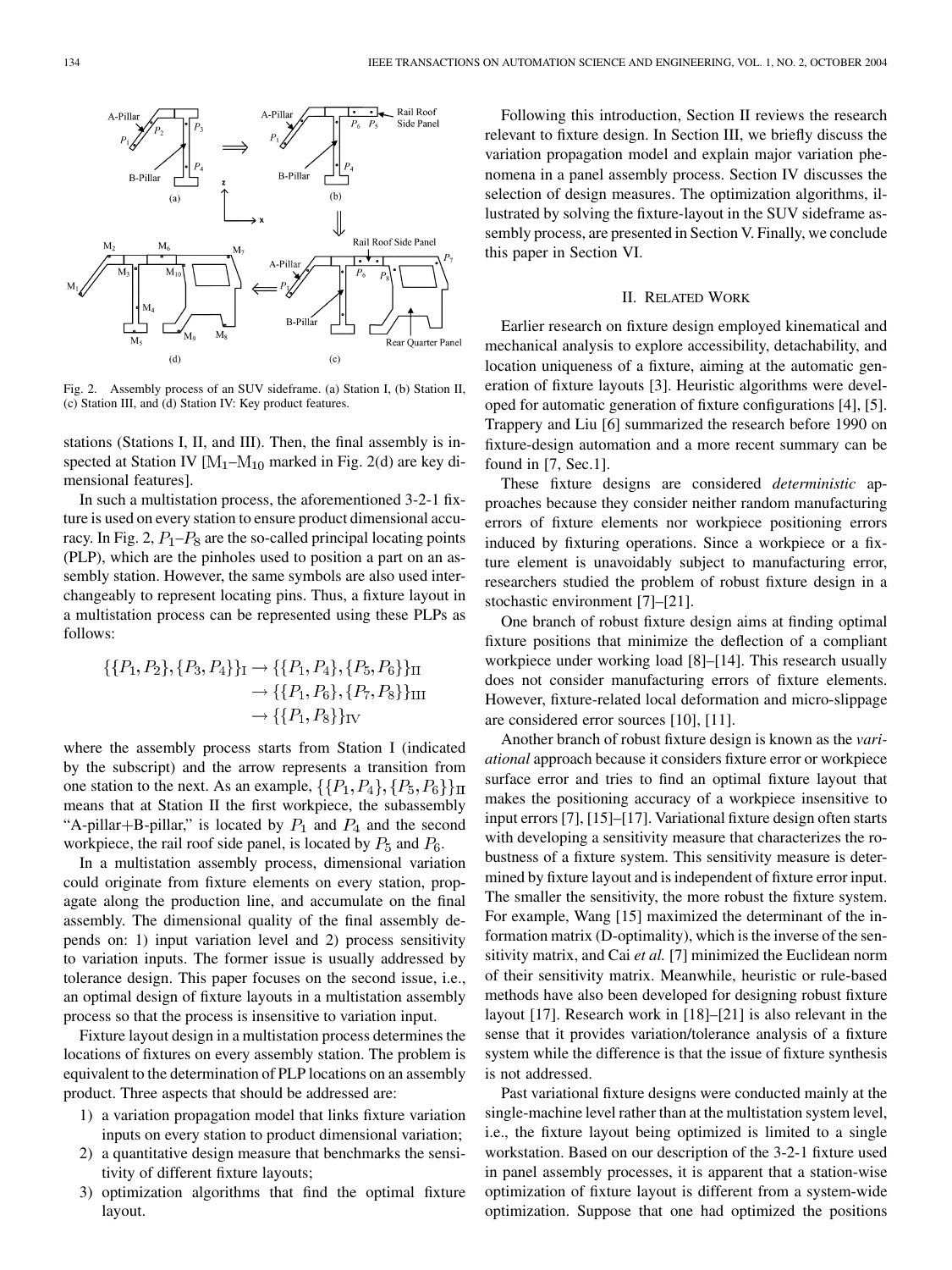Fig. 2. Assembly process of an SUV sideframe. (a) Station I, (b) Station II, (c) Station III, and (d) Station IV: Key product features.

stations (Stations I, II, and III). Then, the final assembly is inspected at Station IV [$M_1$–$M_{10}$ marked in Fig. 2(d) are key dimensional features].

In such a multistation process, the aforementioned 3-2-1 fixture is used on every station to ensure product dimensional accuracy. In Fig. 2, $P_1$–$P_8$ are the so-called principal locating points (PLP), which are the pinholes used to position a part on an assembly station. However, the same symbols are also used interchangeably to represent locating pins. Thus, a fixture layout in a multistation process can be represented using these PLPs as follows:

$$\begin{aligned}\{\{P_1, P_2\}, \{P_3, P_4\}\}_{\mathrm{I}} &\rightarrow \{\{P_1, P_4\}, \{P_5, P_6\}\}_{\mathrm{II}} \\ &\rightarrow \{\{P_1, P_6\}, \{P_7, P_8\}\}_{\mathrm{III}} \\ &\rightarrow \{\{P_1, P_8\}\}_{\mathrm{IV}}\end{aligned}$$

where the assembly process starts from Station I (indicated by the subscript) and the arrow represents a transition from one station to the next. As an example, $\{\{P_1, P_4\}, \{P_5, P_6\}\}_{\mathrm{II}}$ means that at Station II the first workpiece, the subassembly "A-pillar+B-pillar," is located by $P_1$ and $P_4$ and the second workpiece, the rail roof side panel, is located by $P_5$ and $P_6$.

In a multistation assembly process, dimensional variation could originate from fixture elements on every station, propagate along the production line, and accumulate on the final assembly. The dimensional quality of the final assembly depends on: 1) input variation level and 2) process sensitivity to variation inputs. The former issue is usually addressed by tolerance design. This paper focuses on the second issue, i.e., an optimal design of fixture layouts in a multistation assembly process so that the process is insensitive to variation input.

Fixture layout design in a multistation process determines the locations of fixtures on every assembly station. The problem is equivalent to the determination of PLP locations on an assembly product. Three aspects that should be addressed are:

1) a variation propagation model that links fixture variation inputs on every station to product dimensional variation;
2) a quantitative design measure that benchmarks the sensitivity of different fixture layouts;
3) optimization algorithms that find the optimal fixture layout.

Following this introduction, Section II reviews the research relevant to fixture design. In Section III, we briefly discuss the variation propagation model and explain major variation phenomena in a panel assembly process. Section IV discusses the selection of design measures. The optimization algorithms, illustrated by solving the fixture-layout in the SUV sideframe assembly process, are presented in Section V. Finally, we conclude this paper in Section VI.

## II. Related Work

Earlier research on fixture design employed kinematical and mechanical analysis to explore accessibility, detachability, and location uniqueness of a fixture, aiming at the automatic generation of fixture layouts [3]. Heuristic algorithms were developed for automatic generation of fixture configurations [4], [5]. Trappery and Liu [6] summarized the research before 1990 on fixture-design automation and a more recent summary can be found in [7, Sec.1].

These fixture designs are considered *deterministic* approaches because they consider neither random manufacturing errors of fixture elements nor workpiece positioning errors induced by fixturing operations. Since a workpiece or a fixture element is unavoidably subject to manufacturing error, researchers studied the problem of robust fixture design in a stochastic environment [7]–[21].

One branch of robust fixture design aims at finding optimal fixture positions that minimize the deflection of a compliant workpiece under working load [8]–[14]. This research usually does not consider manufacturing errors of fixture elements. However, fixture-related local deformation and micro-slippage are considered error sources [10], [11].

Another branch of robust fixture design is known as the *variational* approach because it considers fixture error or workpiece surface error and tries to find an optimal fixture layout that makes the positioning accuracy of a workpiece insensitive to input errors [7], [15]–[17]. Variational fixture design often starts with developing a sensitivity measure that characterizes the robustness of a fixture system. This sensitivity measure is determined by fixture layout and is independent of fixture error input. The smaller the sensitivity, the more robust the fixture system. For example, Wang [15] maximized the determinant of the information matrix (D-optimality), which is the inverse of the sensitivity matrix, and Cai *et al.* [7] minimized the Euclidean norm of their sensitivity matrix. Meanwhile, heuristic or rule-based methods have also been developed for designing robust fixture layout [17]. Research work in [18]–[21] is also relevant in the sense that it provides variation/tolerance analysis of a fixture system while the difference is that the issue of fixture synthesis is not addressed.

Past variational fixture designs were conducted mainly at the single-machine level rather than at the multistation system level, i.e., the fixture layout being optimized is limited to a single workstation. Based on our description of the 3-2-1 fixture used in panel assembly processes, it is apparent that a station-wise optimization of fixture layout is different from a system-wide optimization. Suppose that one had optimized the positions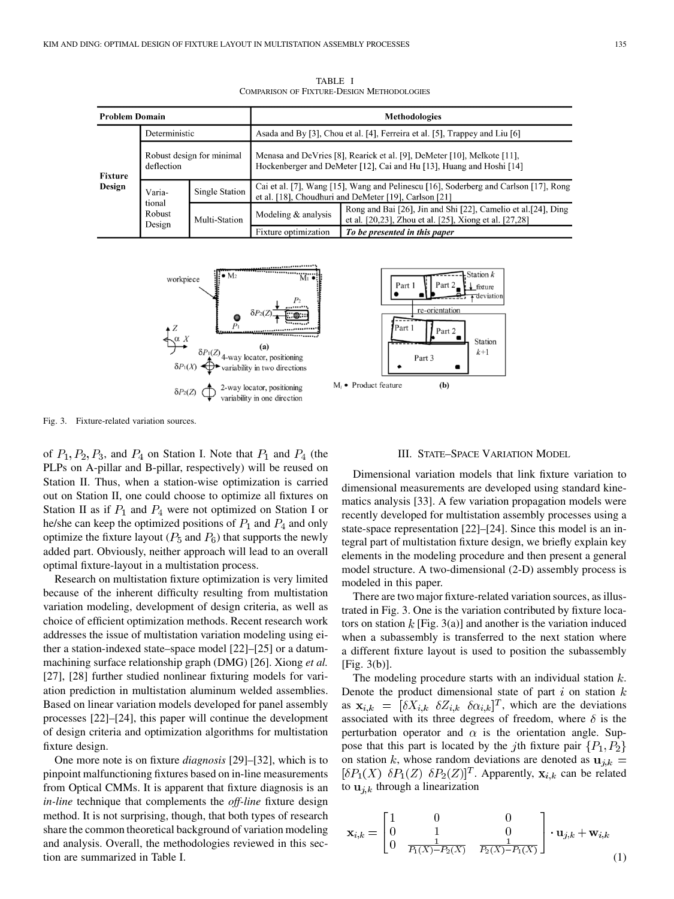TABLE I
COMPARISON OF FIXTURE-DESIGN METHODOLOGIES

| Problem Domain | | | Methodologies | |
|---|---|---|---|---|
| Fixture Design | Deterministic | | Asada and By [3], Chou et al. [4], Ferreira et al. [5], Trappey and Liu [6] | |
| | Robust design for minimal deflection | | Menasa and DeVries [8], Rearick et al. [9], DeMeter [10], Melkote [11], Hockenberger and DeMeter [12], Cai and Hu [13], Huang and Hoshi [14] | |
| | Varia-tional Robust Design | Single Station | Cai et al. [7], Wang [15], Wang and Pelinescu [16], Soderberg and Carlson [17], Rong et al. [18], Choudhuri and DeMeter [19], Carlson [21] | |
| | | Multi-Station | Modeling & analysis | Rong and Bai [26], Jin and Shi [22], Camelio et al.[24], Ding et al. [20,23], Zhou et al. [25], Xiong et al. [27,28] |
| | | | Fixture optimization | ***To be presented in this paper*** |

Fig. 3. Fixture-related variation sources.

of $P_1, P_2, P_3$, and $P_4$ on Station I. Note that $P_1$ and $P_4$ (the PLPs on A-pillar and B-pillar, respectively) will be reused on Station II. Thus, when a station-wise optimization is carried out on Station II, one could choose to optimize all fixtures on Station II as if $P_1$ and $P_4$ were not optimized on Station I or he/she can keep the optimized positions of $P_1$ and $P_4$ and only optimize the fixture layout ($P_5$ and $P_6$) that supports the newly added part. Obviously, neither approach will lead to an overall optimal fixture-layout in a multistation process.

Research on multistation fixture optimization is very limited because of the inherent difficulty resulting from multistation variation modeling, development of design criteria, as well as choice of efficient optimization methods. Recent research work addresses the issue of multistation variation modeling using either a station-indexed state–space model [22]–[25] or a datum-machining surface relationship graph (DMG) [26]. Xiong *et al.* [27], [28] further studied nonlinear fixturing models for variation prediction in multistation aluminum welded assemblies. Based on linear variation models developed for panel assembly processes [22]–[24], this paper will continue the development of design criteria and optimization algorithms for multistation fixture design.

One more note is on fixture *diagnosis* [29]–[32], which is to pinpoint malfunctioning fixtures based on in-line measurements from Optical CMMs. It is apparent that fixture diagnosis is an *in-line* technique that complements the *off-line* fixture design method. It is not surprising, though, that both types of research share the common theoretical background of variation modeling and analysis. Overall, the methodologies reviewed in this section are summarized in Table I.

## III. STATE–SPACE VARIATION MODEL

Dimensional variation models that link fixture variation to dimensional measurements are developed using standard kinematics analysis [33]. A few variation propagation models were recently developed for multistation assembly processes using a state-space representation [22]–[24]. Since this model is an integral part of multistation fixture design, we briefly explain key elements in the modeling procedure and then present a general model structure. A two-dimensional (2-D) assembly process is modeled in this paper.

There are two major fixture-related variation sources, as illustrated in Fig. 3. One is the variation contributed by fixture locators on station $k$ [Fig. 3(a)] and another is the variation induced when a subassembly is transferred to the next station where a different fixture layout is used to position the subassembly [Fig. 3(b)].

The modeling procedure starts with an individual station $k$. Denote the product dimensional state of part $i$ on station $k$ as $\mathbf{x}_{i,k} = [\delta X_{i,k} \;\; \delta Z_{i,k} \;\; \delta\alpha_{i,k}]^T$, which are the deviations associated with its three degrees of freedom, where $\delta$ is the perturbation operator and $\alpha$ is the orientation angle. Suppose that this part is located by the $j$th fixture pair $\{P_1, P_2\}$ on station $k$, whose random deviations are denoted as $\mathbf{u}_{j,k} = [\delta P_1(X) \;\; \delta P_1(Z) \;\; \delta P_2(Z)]^T$. Apparently, $\mathbf{x}_{i,k}$ can be related to $\mathbf{u}_{j,k}$ through a linearization

$$\mathbf{x}_{i,k} = \begin{bmatrix} 1 & 0 & 0 \\ 0 & 1 & 0 \\ 0 & \frac{1}{P_1(X)-P_2(X)} & \frac{1}{P_2(X)-P_1(X)} \end{bmatrix} \cdot \mathbf{u}_{j,k} + \mathbf{w}_{i,k} \tag{1}$$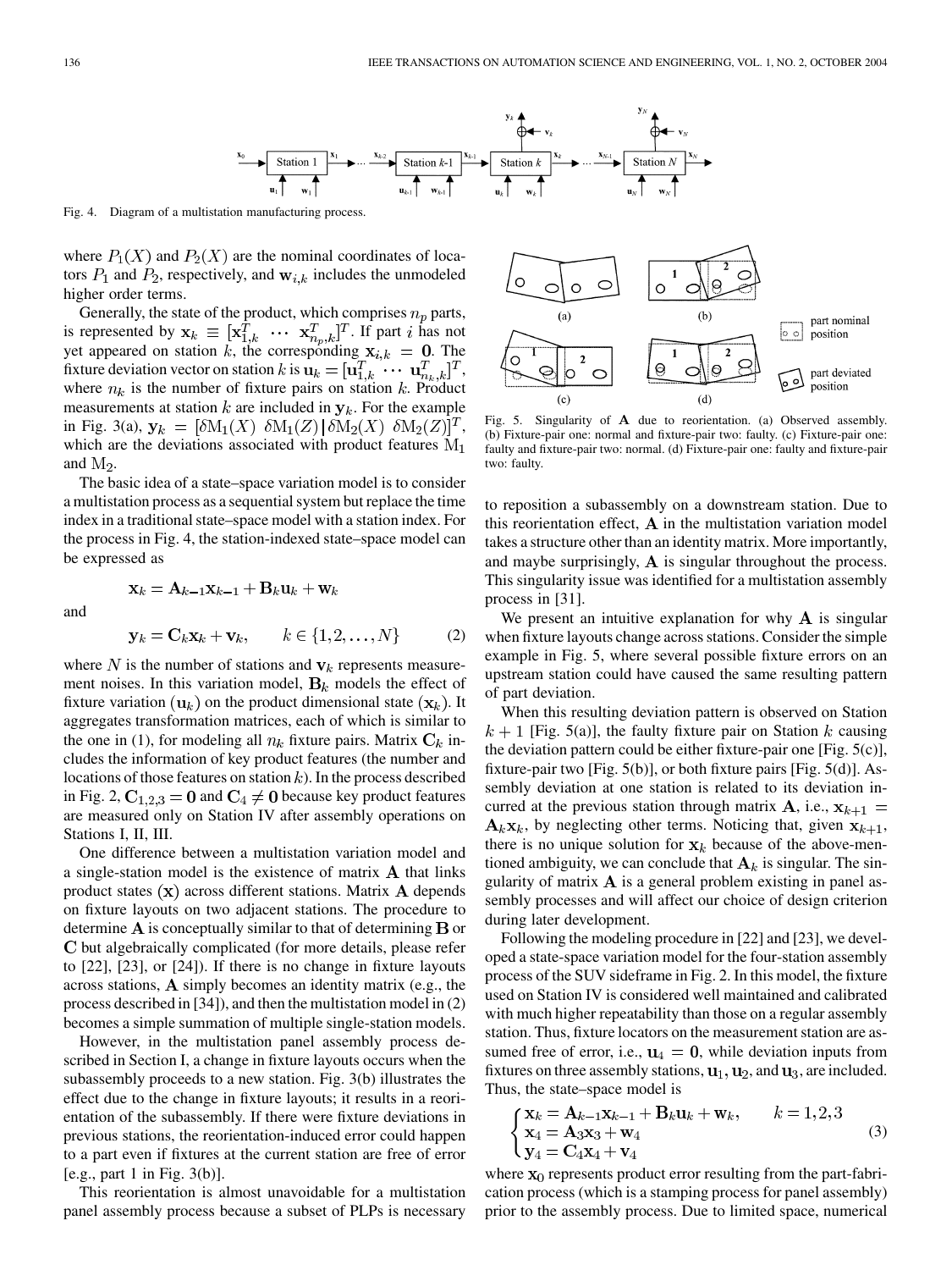Fig. 4. Diagram of a multistation manufacturing process.

where $P_1(X)$ and $P_2(X)$ are the nominal coordinates of locators $P_1$ and $P_2$, respectively, and $\mathbf{w}_{i,k}$ includes the unmodeled higher order terms.

Generally, the state of the product, which comprises $n_p$ parts, is represented by $\mathbf{x}_k \equiv [\mathbf{x}_{1,k}^T \ \cdots \ \mathbf{x}_{n_p,k}^T]^T$. If part $i$ has not yet appeared on station $k$, the corresponding $\mathbf{x}_{i,k} = \mathbf{0}$. The fixture deviation vector on station $k$ is $\mathbf{u}_k = [\mathbf{u}_{1,k}^T \ \cdots \ \mathbf{u}_{n_k,k}^T]^T$, where $n_k$ is the number of fixture pairs on station $k$. Product measurements at station $k$ are included in $\mathbf{y}_k$. For the example in Fig. 3(a), $\mathbf{y}_k = [\delta \mathrm{M}_1(X) \ \delta \mathrm{M}_1(Z) \,|\, \delta \mathrm{M}_2(X) \ \delta \mathrm{M}_2(Z)]^T$, which are the deviations associated with product features $\mathrm{M}_1$ and $\mathrm{M}_2$.

The basic idea of a state–space variation model is to consider a multistation process as a sequential system but replace the time index in a traditional state–space model with a station index. For the process in Fig. 4, the station-indexed state–space model can be expressed as

$$\mathbf{x}_k = \mathbf{A}_{k-1}\mathbf{x}_{k-1} + \mathbf{B}_k\mathbf{u}_k + \mathbf{w}_k$$

and

$$\mathbf{y}_k = \mathbf{C}_k\mathbf{x}_k + \mathbf{v}_k, \qquad k \in \{1, 2, \ldots, N\} \tag{2}$$

where $N$ is the number of stations and $\mathbf{v}_k$ represents measurement noises. In this variation model, $\mathbf{B}_k$ models the effect of fixture variation $(\mathbf{u}_k)$ on the product dimensional state $(\mathbf{x}_k)$. It aggregates transformation matrices, each of which is similar to the one in (1), for modeling all $n_k$ fixture pairs. Matrix $\mathbf{C}_k$ includes the information of key product features (the number and locations of those features on station $k$). In the process described in Fig. 2, $\mathbf{C}_{1,2,3} = \mathbf{0}$ and $\mathbf{C}_4 \neq \mathbf{0}$ because key product features are measured only on Station IV after assembly operations on Stations I, II, III.

One difference between a multistation variation model and a single-station model is the existence of matrix $\mathbf{A}$ that links product states $(\mathbf{x})$ across different stations. Matrix $\mathbf{A}$ depends on fixture layouts on two adjacent stations. The procedure to determine $\mathbf{A}$ is conceptually similar to that of determining $\mathbf{B}$ or $\mathbf{C}$ but algebraically complicated (for more details, please refer to [22], [23], or [24]). If there is no change in fixture layouts across stations, $\mathbf{A}$ simply becomes an identity matrix (e.g., the process described in [34]), and then the multistation model in (2) becomes a simple summation of multiple single-station models.

However, in the multistation panel assembly process described in Section I, a change in fixture layouts occurs when the subassembly proceeds to a new station. Fig. 3(b) illustrates the effect due to the change in fixture layouts; it results in a reorientation of the subassembly. If there were fixture deviations in previous stations, the reorientation-induced error could happen to a part even if fixtures at the current station are free of error [e.g., part 1 in Fig. 3(b)].

This reorientation is almost unavoidable for a multistation panel assembly process because a subset of PLPs is necessary to reposition a subassembly on a downstream station. Due to this reorientation effect, $\mathbf{A}$ in the multistation variation model takes a structure other than an identity matrix. More importantly, and maybe surprisingly, $\mathbf{A}$ is singular throughout the process. This singularity issue was identified for a multistation assembly process in [31].

Fig. 5. Singularity of $\mathbf{A}$ due to reorientation. (a) Observed assembly. (b) Fixture-pair one: normal and fixture-pair two: faulty. (c) Fixture-pair one: faulty and fixture-pair two: normal. (d) Fixture-pair one: faulty and fixture-pair two: faulty.

We present an intuitive explanation for why $\mathbf{A}$ is singular when fixture layouts change across stations. Consider the simple example in Fig. 5, where several possible fixture errors on an upstream station could have caused the same resulting pattern of part deviation.

When this resulting deviation pattern is observed on Station $k+1$ [Fig. 5(a)], the faulty fixture pair on Station $k$ causing the deviation pattern could be either fixture-pair one [Fig. 5(c)], fixture-pair two [Fig. 5(b)], or both fixture pairs [Fig. 5(d)]. Assembly deviation at one station is related to its deviation incurred at the previous station through matrix $\mathbf{A}$, i.e., $\mathbf{x}_{k+1} = \mathbf{A}_k\mathbf{x}_k$, by neglecting other terms. Noticing that, given $\mathbf{x}_{k+1}$, there is no unique solution for $\mathbf{x}_k$ because of the above-mentioned ambiguity, we can conclude that $\mathbf{A}_k$ is singular. The singularity of matrix $\mathbf{A}$ is a general problem existing in panel assembly processes and will affect our choice of design criterion during later development.

Following the modeling procedure in [22] and [23], we developed a state-space variation model for the four-station assembly process of the SUV sideframe in Fig. 2. In this model, the fixture used on Station IV is considered well maintained and calibrated with much higher repeatability than those on a regular assembly station. Thus, fixture locators on the measurement station are assumed free of error, i.e., $\mathbf{u}_4 = \mathbf{0}$, while deviation inputs from fixtures on three assembly stations, $\mathbf{u}_1$, $\mathbf{u}_2$, and $\mathbf{u}_3$, are included. Thus, the state–space model is

$$\begin{cases} \mathbf{x}_k = \mathbf{A}_{k-1}\mathbf{x}_{k-1} + \mathbf{B}_k\mathbf{u}_k + \mathbf{w}_k, & k = 1, 2, 3 \\ \mathbf{x}_4 = \mathbf{A}_3\mathbf{x}_3 + \mathbf{w}_4 \\ \mathbf{y}_4 = \mathbf{C}_4\mathbf{x}_4 + \mathbf{v}_4 \end{cases} \tag{3}$$

where $\mathbf{x}_0$ represents product error resulting from the part-fabrication process (which is a stamping process for panel assembly) prior to the assembly process. Due to limited space, numerical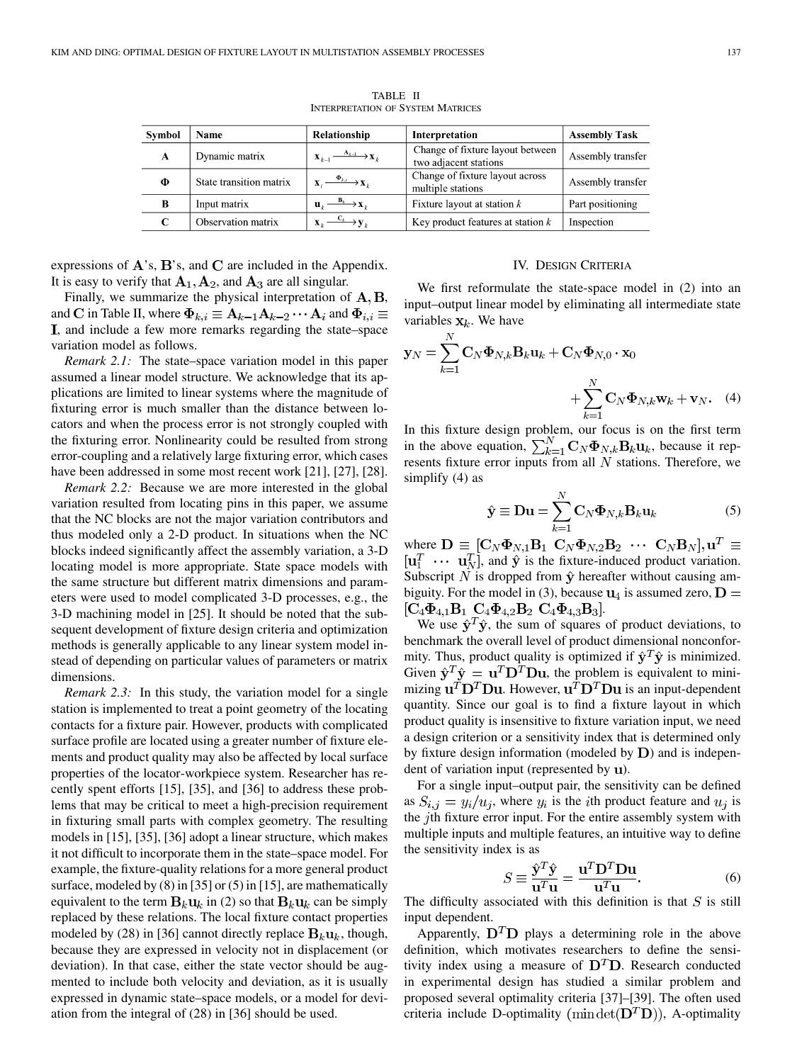TABLE II
INTERPRETATION OF SYSTEM MATRICES

| Symbol | Name | Relationship | Interpretation | Assembly Task |
|---|---|---|---|---|
| $\mathbf{A}$ | Dynamic matrix | $\mathbf{x}_{k-1} \xrightarrow{\mathbf{A}_{k-1}} \mathbf{x}_k$ | Change of fixture layout between two adjacent stations | Assembly transfer |
| $\mathbf{\Phi}$ | State transition matrix | $\mathbf{x}_i \xrightarrow{\mathbf{\Phi}_{k,i}} \mathbf{x}_k$ | Change of fixture layout across multiple stations | Assembly transfer |
| $\mathbf{B}$ | Input matrix | $\mathbf{u}_k \xrightarrow{\mathbf{B}_k} \mathbf{x}_k$ | Fixture layout at station $k$ | Part positioning |
| $\mathbf{C}$ | Observation matrix | $\mathbf{x}_k \xrightarrow{\mathbf{C}_k} \mathbf{y}_k$ | Key product features at station $k$ | Inspection |

expressions of $\mathbf{A}$'s, $\mathbf{B}$'s, and $\mathbf{C}$ are included in the Appendix. It is easy to verify that $\mathbf{A}_1, \mathbf{A}_2$, and $\mathbf{A}_3$ are all singular.

Finally, we summarize the physical interpretation of $\mathbf{A}, \mathbf{B}$, and $\mathbf{C}$ in Table II, where $\mathbf{\Phi}_{k,i} \equiv \mathbf{A}_{k-1}\mathbf{A}_{k-2}\cdots\mathbf{A}_i$ and $\mathbf{\Phi}_{i,i} \equiv \mathbf{I}$, and include a few more remarks regarding the state–space variation model as follows.

*Remark 2.1:* The state–space variation model in this paper assumed a linear model structure. We acknowledge that its applications are limited to linear systems where the magnitude of fixturing error is much smaller than the distance between locators and when the process error is not strongly coupled with the fixturing error. Nonlinearity could be resulted from strong error-coupling and a relatively large fixturing error, which cases have been addressed in some most recent work [21], [27], [28].

*Remark 2.2:* Because we are more interested in the global variation resulted from locating pins in this paper, we assume that the NC blocks are not the major variation contributors and thus modeled only a 2-D product. In situations when the NC blocks indeed significantly affect the assembly variation, a 3-D locating model is more appropriate. State space models with the same structure but different matrix dimensions and parameters were used to model complicated 3-D processes, e.g., the 3-D machining model in [25]. It should be noted that the subsequent development of fixture design criteria and optimization methods is generally applicable to any linear system model instead of depending on particular values of parameters or matrix dimensions.

*Remark 2.3:* In this study, the variation model for a single station is implemented to treat a point geometry of the locating contacts for a fixture pair. However, products with complicated surface profile are located using a greater number of fixture elements and product quality may also be affected by local surface properties of the locator-workpiece system. Researcher has recently spent efforts [15], [35], and [36] to address these problems that may be critical to meet a high-precision requirement in fixturing small parts with complex geometry. The resulting models in [15], [35], [36] adopt a linear structure, which makes it not difficult to incorporate them in the state–space model. For example, the fixture-quality relations for a more general product surface, modeled by (8) in [35] or (5) in [15], are mathematically equivalent to the term $\mathbf{B}_k\mathbf{u}_k$ in (2) so that $\mathbf{B}_k\mathbf{u}_k$ can be simply replaced by these relations. The local fixture contact properties modeled by (28) in [36] cannot directly replace $\mathbf{B}_k\mathbf{u}_k$, though, because they are expressed in velocity not in displacement (or deviation). In that case, either the state vector should be augmented to include both velocity and deviation, as it is usually expressed in dynamic state–space models, or a model for deviation from the integral of (28) in [36] should be used.

## IV. Design Criteria

We first reformulate the state-space model in (2) into an input–output linear model by eliminating all intermediate state variables $\mathbf{x}_k$. We have

$$\mathbf{y}_N = \sum_{k=1}^{N} \mathbf{C}_N \mathbf{\Phi}_{N,k} \mathbf{B}_k \mathbf{u}_k + \mathbf{C}_N \mathbf{\Phi}_{N,0} \cdot \mathbf{x}_0 + \sum_{k=1}^{N} \mathbf{C}_N \mathbf{\Phi}_{N,k} \mathbf{w}_k + \mathbf{v}_N. \quad (4)$$

In this fixture design problem, our focus is on the first term in the above equation, $\sum_{k=1}^{N} \mathbf{C}_N \mathbf{\Phi}_{N,k} \mathbf{B}_k \mathbf{u}_k$, because it represents fixture error inputs from all $N$ stations. Therefore, we simplify (4) as

$$\hat{\mathbf{y}} \equiv \mathbf{D}\mathbf{u} = \sum_{k=1}^{N} \mathbf{C}_N \mathbf{\Phi}_{N,k} \mathbf{B}_k \mathbf{u}_k \quad (5)$$

where $\mathbf{D} \equiv [\mathbf{C}_N \mathbf{\Phi}_{N,1} \mathbf{B}_1 \;\; \mathbf{C}_N \mathbf{\Phi}_{N,2} \mathbf{B}_2 \;\; \cdots \;\; \mathbf{C}_N \mathbf{B}_N], \mathbf{u}^T \equiv [\mathbf{u}_1^T \;\; \cdots \;\; \mathbf{u}_N^T]$, and $\hat{\mathbf{y}}$ is the fixture-induced product variation. Subscript $N$ is dropped from $\hat{\mathbf{y}}$ hereafter without causing ambiguity. For the model in (3), because $\mathbf{u}_4$ is assumed zero, $\mathbf{D} = [\mathbf{C}_4 \mathbf{\Phi}_{4,1} \mathbf{B}_1 \;\; \mathbf{C}_4 \mathbf{\Phi}_{4,2} \mathbf{B}_2 \;\; \mathbf{C}_4 \mathbf{\Phi}_{4,3} \mathbf{B}_3]$.

We use $\hat{\mathbf{y}}^T\hat{\mathbf{y}}$, the sum of squares of product deviations, to benchmark the overall level of product dimensional nonconformity. Thus, product quality is optimized if $\hat{\mathbf{y}}^T\hat{\mathbf{y}}$ is minimized. Given $\hat{\mathbf{y}}^T\hat{\mathbf{y}} = \mathbf{u}^T\mathbf{D}^T\mathbf{D}\mathbf{u}$, the problem is equivalent to minimizing $\mathbf{u}^T\mathbf{D}^T\mathbf{D}\mathbf{u}$. However, $\mathbf{u}^T\mathbf{D}^T\mathbf{D}\mathbf{u}$ is an input-dependent quantity. Since our goal is to find a fixture layout in which product quality is insensitive to fixture variation input, we need a design criterion or a sensitivity index that is determined only by fixture design information (modeled by $\mathbf{D}$) and is independent of variation input (represented by $\mathbf{u}$).

For a single input–output pair, the sensitivity can be defined as $S_{i,j} = y_i/u_j$, where $y_i$ is the $i$th product feature and $u_j$ is the $j$th fixture error input. For the entire assembly system with multiple inputs and multiple features, an intuitive way to define the sensitivity index is as

$$S \equiv \frac{\hat{\mathbf{y}}^T\hat{\mathbf{y}}}{\mathbf{u}^T\mathbf{u}} = \frac{\mathbf{u}^T\mathbf{D}^T\mathbf{D}\mathbf{u}}{\mathbf{u}^T\mathbf{u}}. \quad (6)$$

The difficulty associated with this definition is that $S$ is still input dependent.

Apparently, $\mathbf{D}^T\mathbf{D}$ plays a determining role in the above definition, which motivates researchers to define the sensitivity index using a measure of $\mathbf{D}^T\mathbf{D}$. Research conducted in experimental design has studied a similar problem and proposed several optimality criteria [37]–[39]. The often used criteria include D-optimality $(\min\det(\mathbf{D}^T\mathbf{D}))$, A-optimality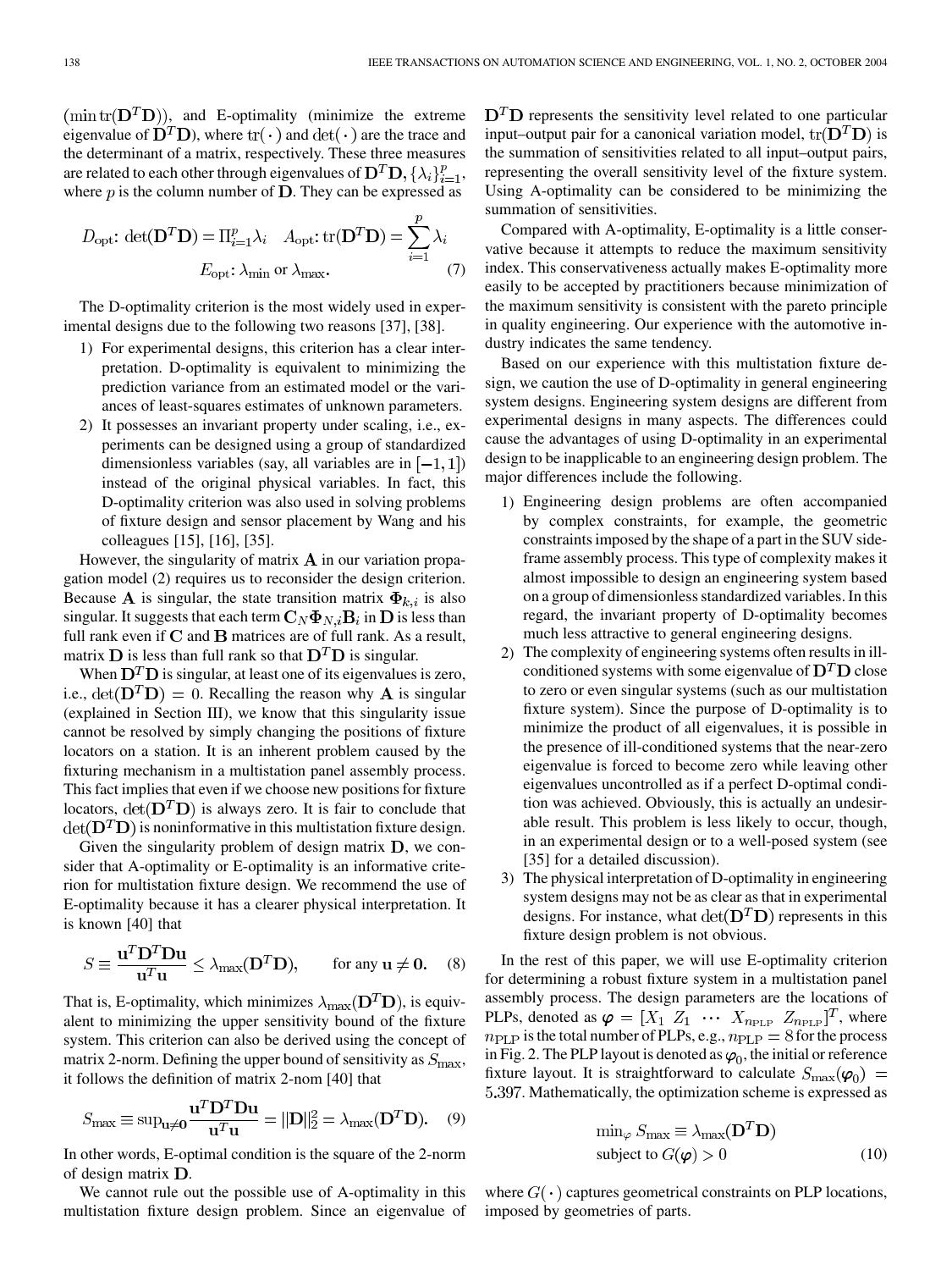$(\min \text{tr}(\mathbf{D}^T\mathbf{D}))$, and E-optimality (minimize the extreme eigenvalue of $\mathbf{D}^T\mathbf{D}$), where $\text{tr}(\cdot)$ and $\det(\cdot)$ are the trace and the determinant of a matrix, respectively. These three measures are related to each other through eigenvalues of $\mathbf{D}^T\mathbf{D}, \{\lambda_i\}_{i=1}^p$, where $p$ is the column number of $\mathbf{D}$. They can be expressed as

$$D_{\text{opt}}\text{: } \det(\mathbf{D}^T\mathbf{D}) = \Pi_{i=1}^p \lambda_i \quad A_{\text{opt}}\text{: } \text{tr}(\mathbf{D}^T\mathbf{D}) = \sum_{i=1}^p \lambda_i$$
$$E_{\text{opt}}\text{: } \lambda_{\min} \text{ or } \lambda_{\max}. \tag{7}$$

The D-optimality criterion is the most widely used in experimental designs due to the following two reasons [37], [38].

1) For experimental designs, this criterion has a clear interpretation. D-optimality is equivalent to minimizing the prediction variance from an estimated model or the variances of least-squares estimates of unknown parameters.
2) It possesses an invariant property under scaling, i.e., experiments can be designed using a group of standardized dimensionless variables (say, all variables are in $[-1, 1]$) instead of the original physical variables. In fact, this D-optimality criterion was also used in solving problems of fixture design and sensor placement by Wang and his colleagues [15], [16], [35].

However, the singularity of matrix $\mathbf{A}$ in our variation propagation model (2) requires us to reconsider the design criterion. Because $\mathbf{A}$ is singular, the state transition matrix $\mathbf{\Phi}_{k,i}$ is also singular. It suggests that each term $\mathbf{C}_N\mathbf{\Phi}_{N,i}\mathbf{B}_i$ in $\mathbf{D}$ is less than full rank even if $\mathbf{C}$ and $\mathbf{B}$ matrices are of full rank. As a result, matrix $\mathbf{D}$ is less than full rank so that $\mathbf{D}^T\mathbf{D}$ is singular.

When $\mathbf{D}^T\mathbf{D}$ is singular, at least one of its eigenvalues is zero, i.e., $\det(\mathbf{D}^T\mathbf{D}) = 0$. Recalling the reason why $\mathbf{A}$ is singular (explained in Section III), we know that this singularity issue cannot be resolved by simply changing the positions of fixture locators on a station. It is an inherent problem caused by the fixturing mechanism in a multistation panel assembly process. This fact implies that even if we choose new positions for fixture locators, $\det(\mathbf{D}^T\mathbf{D})$ is always zero. It is fair to conclude that $\det(\mathbf{D}^T\mathbf{D})$ is noninformative in this multistation fixture design.

Given the singularity problem of design matrix $\mathbf{D}$, we consider that A-optimality or E-optimality is an informative criterion for multistation fixture design. We recommend the use of E-optimality because it has a clearer physical interpretation. It is known [40] that

$$S \equiv \frac{\mathbf{u}^T\mathbf{D}^T\mathbf{D}\mathbf{u}}{\mathbf{u}^T\mathbf{u}} \leq \lambda_{\max}(\mathbf{D}^T\mathbf{D}), \qquad \text{for any } \mathbf{u} \neq \mathbf{0}. \tag{8}$$

That is, E-optimality, which minimizes $\lambda_{\max}(\mathbf{D}^T\mathbf{D})$, is equivalent to minimizing the upper sensitivity bound of the fixture system. This criterion can also be derived using the concept of matrix 2-norm. Defining the upper bound of sensitivity as $S_{\max}$, it follows the definition of matrix 2-nom [40] that

$$S_{\max} \equiv \sup_{\mathbf{u}\neq\mathbf{0}} \frac{\mathbf{u}^T\mathbf{D}^T\mathbf{D}\mathbf{u}}{\mathbf{u}^T\mathbf{u}} = \|\mathbf{D}\|_2^2 = \lambda_{\max}(\mathbf{D}^T\mathbf{D}). \tag{9}$$

In other words, E-optimal condition is the square of the 2-norm of design matrix $\mathbf{D}$.

We cannot rule out the possible use of A-optimality in this multistation fixture design problem. Since an eigenvalue of $\mathbf{D}^T\mathbf{D}$ represents the sensitivity level related to one particular input–output pair for a canonical variation model, $\text{tr}(\mathbf{D}^T\mathbf{D})$ is the summation of sensitivities related to all input–output pairs, representing the overall sensitivity level of the fixture system. Using A-optimality can be considered to be minimizing the summation of sensitivities.

Compared with A-optimality, E-optimality is a little conservative because it attempts to reduce the maximum sensitivity index. This conservativeness actually makes E-optimality more easily to be accepted by practitioners because minimization of the maximum sensitivity is consistent with the pareto principle in quality engineering. Our experience with the automotive industry indicates the same tendency.

Based on our experience with this multistation fixture design, we caution the use of D-optimality in general engineering system designs. Engineering system designs are different from experimental designs in many aspects. The differences could cause the advantages of using D-optimality in an experimental design to be inapplicable to an engineering design problem. The major differences include the following.

1) Engineering design problems are often accompanied by complex constraints, for example, the geometric constraints imposed by the shape of a part in the SUV side-frame assembly process. This type of complexity makes it almost impossible to design an engineering system based on a group of dimensionless standardized variables. In this regard, the invariant property of D-optimality becomes much less attractive to general engineering designs.
2) The complexity of engineering systems often results in ill-conditioned systems with some eigenvalue of $\mathbf{D}^T\mathbf{D}$ close to zero or even singular systems (such as our multistation fixture system). Since the purpose of D-optimality is to minimize the product of all eigenvalues, it is possible in the presence of ill-conditioned systems that the near-zero eigenvalue is forced to become zero while leaving other eigenvalues uncontrolled as if a perfect D-optimal condition was achieved. Obviously, this is actually an undesirable result. This problem is less likely to occur, though, in an experimental design or to a well-posed system (see [35] for a detailed discussion).
3) The physical interpretation of D-optimality in engineering system designs may not be as clear as that in experimental designs. For instance, what $\det(\mathbf{D}^T\mathbf{D})$ represents in this fixture design problem is not obvious.

In the rest of this paper, we will use E-optimality criterion for determining a robust fixture system in a multistation panel assembly process. The design parameters are the locations of PLPs, denoted as $\boldsymbol{\varphi} = [X_1 \ Z_1 \ \cdots \ X_{n_{\text{PLP}}} \ Z_{n_{\text{PLP}}}]^T$, where $n_{\text{PLP}}$ is the total number of PLPs, e.g., $n_{\text{PLP}} = 8$ for the process in Fig. 2. The PLP layout is denoted as $\boldsymbol{\varphi}_0$, the initial or reference fixture layout. It is straightforward to calculate $S_{\max}(\boldsymbol{\varphi}_0) = 5.397$. Mathematically, the optimization scheme is expressed as

$$\begin{aligned} &\min_{\varphi} S_{\max} \equiv \lambda_{\max}(\mathbf{D}^T\mathbf{D}) \\ &\text{subject to } G(\boldsymbol{\varphi}) > 0 \end{aligned} \tag{10}$$

where $G(\cdot)$ captures geometrical constraints on PLP locations, imposed by geometries of parts.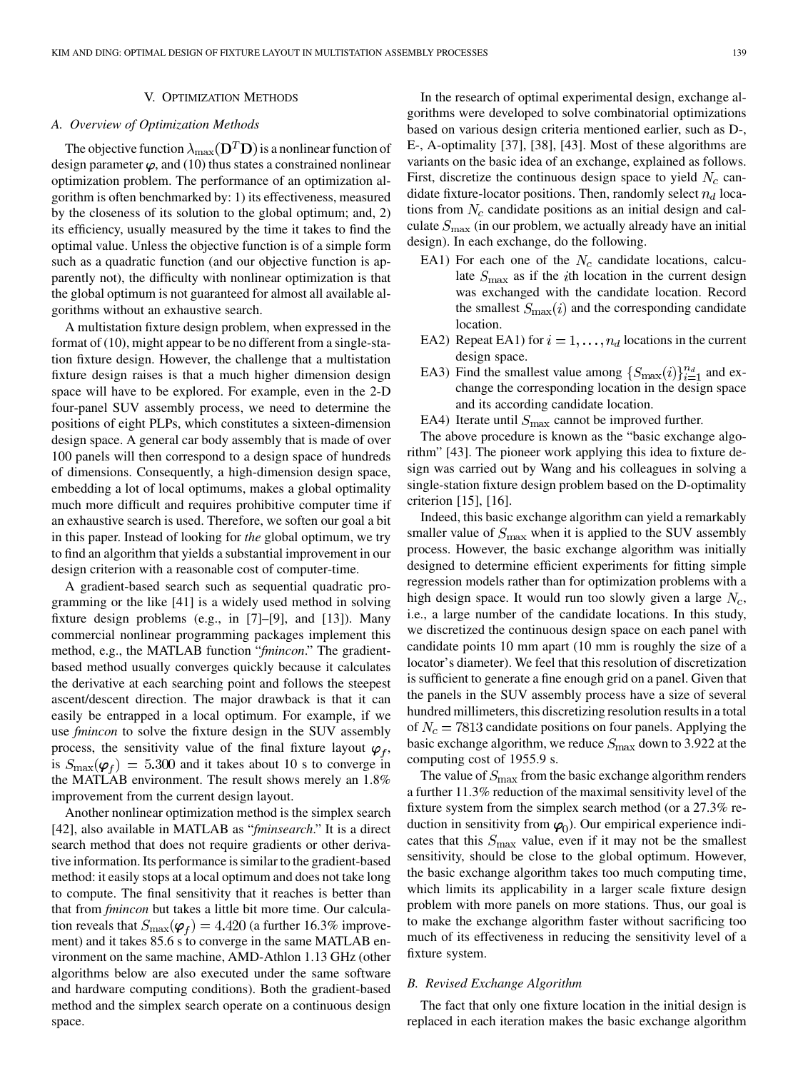## V. Optimization Methods

### A. Overview of Optimization Methods

The objective function $\lambda_{\max}(\mathbf{D}^T\mathbf{D})$ is a nonlinear function of design parameter $\boldsymbol{\varphi}$, and (10) thus states a constrained nonlinear optimization problem. The performance of an optimization algorithm is often benchmarked by: 1) its effectiveness, measured by the closeness of its solution to the global optimum; and, 2) its efficiency, usually measured by the time it takes to find the optimal value. Unless the objective function is of a simple form such as a quadratic function (and our objective function is apparently not), the difficulty with nonlinear optimization is that the global optimum is not guaranteed for almost all available algorithms without an exhaustive search.

A multistation fixture design problem, when expressed in the format of (10), might appear to be no different from a single-station fixture design. However, the challenge that a multistation fixture design raises is that a much higher dimension design space will have to be explored. For example, even in the 2-D four-panel SUV assembly process, we need to determine the positions of eight PLPs, which constitutes a sixteen-dimension design space. A general car body assembly that is made of over 100 panels will then correspond to a design space of hundreds of dimensions. Consequently, a high-dimension design space, embedding a lot of local optimums, makes a global optimality much more difficult and requires prohibitive computer time if an exhaustive search is used. Therefore, we soften our goal a bit in this paper. Instead of looking for *the* global optimum, we try to find an algorithm that yields a substantial improvement in our design criterion with a reasonable cost of computer-time.

A gradient-based search such as sequential quadratic programming or the like [41] is a widely used method in solving fixture design problems (e.g., in [7]–[9], and [13]). Many commercial nonlinear programming packages implement this method, e.g., the MATLAB function "*fmincon*." The gradient-based method usually converges quickly because it calculates the derivative at each searching point and follows the steepest ascent/descent direction. The major drawback is that it can easily be entrapped in a local optimum. For example, if we use *fmincon* to solve the fixture design in the SUV assembly process, the sensitivity value of the final fixture layout $\boldsymbol{\varphi}_f$, is $S_{\max}(\boldsymbol{\varphi}_f) = 5.300$ and it takes about 10 s to converge in the MATLAB environment. The result shows merely an 1.8% improvement from the current design layout.

Another nonlinear optimization method is the simplex search [42], also available in MATLAB as "*fminsearch*." It is a direct search method that does not require gradients or other derivative information. Its performance is similar to the gradient-based method: it easily stops at a local optimum and does not take long to compute. The final sensitivity that it reaches is better than that from *fmincon* but takes a little bit more time. Our calculation reveals that $S_{\max}(\boldsymbol{\varphi}_f) = 4.420$ (a further 16.3% improvement) and it takes 85.6 s to converge in the same MATLAB environment on the same machine, AMD-Athlon 1.13 GHz (other algorithms below are also executed under the same software and hardware computing conditions). Both the gradient-based method and the simplex search operate on a continuous design space.

In the research of optimal experimental design, exchange algorithms were developed to solve combinatorial optimizations based on various design criteria mentioned earlier, such as D-, E-, A-optimality [37], [38], [43]. Most of these algorithms are variants on the basic idea of an exchange, explained as follows. First, discretize the continuous design space to yield $N_c$ candidate fixture-locator positions. Then, randomly select $n_d$ locations from $N_c$ candidate positions as an initial design and calculate $S_{\max}$ (in our problem, we actually already have an initial design). In each exchange, do the following.

- EA1) For each one of the $N_c$ candidate locations, calculate $S_{\max}$ as if the $i$th location in the current design was exchanged with the candidate location. Record the smallest $S_{\max}(i)$ and the corresponding candidate location.
- EA2) Repeat EA1) for $i = 1, \ldots, n_d$ locations in the current design space.
- EA3) Find the smallest value among $\{S_{\max}(i)\}_{i=1}^{n_d}$ and exchange the corresponding location in the design space and its according candidate location.
- EA4) Iterate until $S_{\max}$ cannot be improved further.

The above procedure is known as the "basic exchange algorithm" [43]. The pioneer work applying this idea to fixture design was carried out by Wang and his colleagues in solving a single-station fixture design problem based on the D-optimality criterion [15], [16].

Indeed, this basic exchange algorithm can yield a remarkably smaller value of $S_{\max}$ when it is applied to the SUV assembly process. However, the basic exchange algorithm was initially designed to determine efficient experiments for fitting simple regression models rather than for optimization problems with a high design space. It would run too slowly given a large $N_c$, i.e., a large number of the candidate locations. In this study, we discretized the continuous design space on each panel with candidate points 10 mm apart (10 mm is roughly the size of a locator's diameter). We feel that this resolution of discretization is sufficient to generate a fine enough grid on a panel. Given that the panels in the SUV assembly process have a size of several hundred millimeters, this discretizing resolution results in a total of $N_c = 7813$ candidate positions on four panels. Applying the basic exchange algorithm, we reduce $S_{\max}$ down to 3.922 at the computing cost of 1955.9 s.

The value of $S_{\max}$ from the basic exchange algorithm renders a further 11.3% reduction of the maximal sensitivity level of the fixture system from the simplex search method (or a 27.3% reduction in sensitivity from $\boldsymbol{\varphi}_0$). Our empirical experience indicates that this $S_{\max}$ value, even if it may not be the smallest sensitivity, should be close to the global optimum. However, the basic exchange algorithm takes too much computing time, which limits its applicability in a larger scale fixture design problem with more panels on more stations. Thus, our goal is to make the exchange algorithm faster without sacrificing too much of its effectiveness in reducing the sensitivity level of a fixture system.

### B. Revised Exchange Algorithm

The fact that only one fixture location in the initial design is replaced in each iteration makes the basic exchange algorithm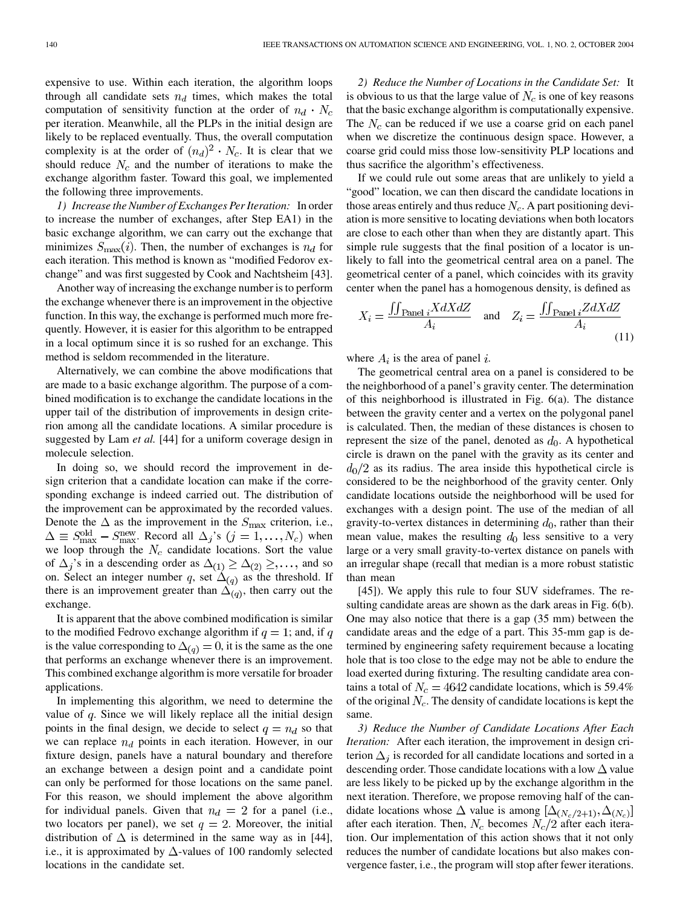expensive to use. Within each iteration, the algorithm loops through all candidate sets $n_d$ times, which makes the total computation of sensitivity function at the order of $n_d \cdot N_c$ per iteration. Meanwhile, all the PLPs in the initial design are likely to be replaced eventually. Thus, the overall computation complexity is at the order of $(n_d)^2 \cdot N_c$. It is clear that we should reduce $N_c$ and the number of iterations to make the exchange algorithm faster. Toward this goal, we implemented the following three improvements.

*1) Increase the Number of Exchanges Per Iteration:* In order to increase the number of exchanges, after Step EA1) in the basic exchange algorithm, we can carry out the exchange that minimizes $S_{\max}(i)$. Then, the number of exchanges is $n_d$ for each iteration. This method is known as "modified Fedorov exchange" and was first suggested by Cook and Nachtsheim [43].

Another way of increasing the exchange number is to perform the exchange whenever there is an improvement in the objective function. In this way, the exchange is performed much more frequently. However, it is easier for this algorithm to be entrapped in a local optimum since it is so rushed for an exchange. This method is seldom recommended in the literature.

Alternatively, we can combine the above modifications that are made to a basic exchange algorithm. The purpose of a combined modification is to exchange the candidate locations in the upper tail of the distribution of improvements in design criterion among all the candidate locations. A similar procedure is suggested by Lam *et al.* [44] for a uniform coverage design in molecule selection.

In doing so, we should record the improvement in design criterion that a candidate location can make if the corresponding exchange is indeed carried out. The distribution of the improvement can be approximated by the recorded values. Denote the $\Delta$ as the improvement in the $S_{\max}$ criterion, i.e., $\Delta \equiv S_{\max}^{\text{old}} - S_{\max}^{\text{new}}$. Record all $\Delta_j$'s $(j = 1, \ldots, N_c)$ when we loop through the $N_c$ candidate locations. Sort the value of $\Delta_j$'s in a descending order as $\Delta_{(1)} \geq \Delta_{(2)} \geq, \ldots,$ and so on. Select an integer number $q$, set $\Delta_{(q)}$ as the threshold. If there is an improvement greater than $\Delta_{(q)}$, then carry out the exchange.

It is apparent that the above combined modification is similar to the modified Fedrovo exchange algorithm if $q = 1$; and, if $q$ is the value corresponding to $\Delta_{(q)} = 0$, it is the same as the one that performs an exchange whenever there is an improvement. This combined exchange algorithm is more versatile for broader applications.

In implementing this algorithm, we need to determine the value of $q$. Since we will likely replace all the initial design points in the final design, we decide to select $q = n_d$ so that we can replace $n_d$ points in each iteration. However, in our fixture design, panels have a natural boundary and therefore an exchange between a design point and a candidate point can only be performed for those locations on the same panel. For this reason, we should implement the above algorithm for individual panels. Given that $n_d = 2$ for a panel (i.e., two locators per panel), we set $q = 2$. Moreover, the initial distribution of $\Delta$ is determined in the same way as in [44], i.e., it is approximated by $\Delta$-values of 100 randomly selected locations in the candidate set.

*2) Reduce the Number of Locations in the Candidate Set:* It is obvious to us that the large value of $N_c$ is one of key reasons that the basic exchange algorithm is computationally expensive. The $N_c$ can be reduced if we use a coarse grid on each panel when we discretize the continuous design space. However, a coarse grid could miss those low-sensitivity PLP locations and thus sacrifice the algorithm's effectiveness.

If we could rule out some areas that are unlikely to yield a "good" location, we can then discard the candidate locations in those areas entirely and thus reduce $N_c$. A part positioning deviation is more sensitive to locating deviations when both locators are close to each other than when they are distantly apart. This simple rule suggests that the final position of a locator is unlikely to fall into the geometrical central area on a panel. The geometrical center of a panel, which coincides with its gravity center when the panel has a homogenous density, is defined as

$$X_i = \frac{\iint_{\text{Panel } i} X dX dZ}{A_i} \quad \text{and} \quad Z_i = \frac{\iint_{\text{Panel } i} Z dX dZ}{A_i} \tag{11}$$

where $A_i$ is the area of panel $i$.

The geometrical central area on a panel is considered to be the neighborhood of a panel's gravity center. The determination of this neighborhood is illustrated in Fig. 6(a). The distance between the gravity center and a vertex on the polygonal panel is calculated. Then, the median of these distances is chosen to represent the size of the panel, denoted as $d_0$. A hypothetical circle is drawn on the panel with the gravity as its center and $d_0/2$ as its radius. The area inside this hypothetical circle is considered to be the neighborhood of the gravity center. Only candidate locations outside the neighborhood will be used for exchanges with a design point. The use of the median of all gravity-to-vertex distances in determining $d_0$, rather than their mean value, makes the resulting $d_0$ less sensitive to a very large or a very small gravity-to-vertex distance on panels with an irregular shape (recall that median is a more robust statistic than mean [45]). We apply this rule to four SUV sideframes. The resulting candidate areas are shown as the dark areas in Fig. 6(b). One may also notice that there is a gap (35 mm) between the candidate areas and the edge of a part. This 35-mm gap is determined by engineering safety requirement because a locating hole that is too close to the edge may not be able to endure the load exerted during fixturing. The resulting candidate area contains a total of $N_c = 4642$ candidate locations, which is 59.4% of the original $N_c$. The density of candidate locations is kept the same.

*3) Reduce the Number of Candidate Locations After Each Iteration:* After each iteration, the improvement in design criterion $\Delta_j$ is recorded for all candidate locations and sorted in a descending order. Those candidate locations with a low $\Delta$ value are less likely to be picked up by the exchange algorithm in the next iteration. Therefore, we propose removing half of the candidate locations whose $\Delta$ value is among $[\Delta_{(N_c/2+1)}, \Delta_{(N_c)}]$ after each iteration. Then, $N_c$ becomes $N_c/2$ after each iteration. Our implementation of this action shows that it not only reduces the number of candidate locations but also makes convergence faster, i.e., the program will stop after fewer iterations.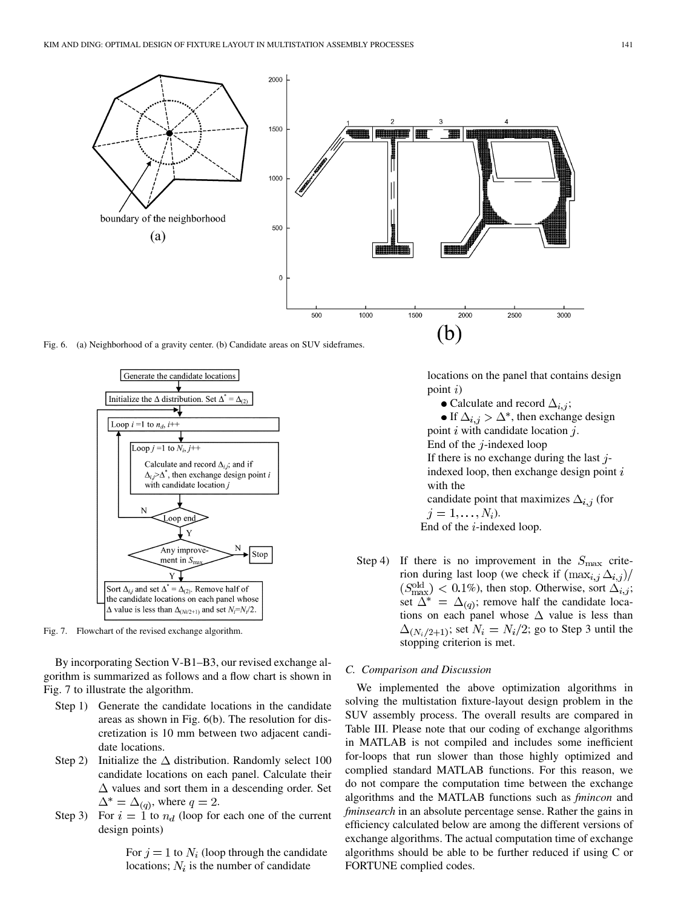Fig. 6. (a) Neighborhood of a gravity center. (b) Candidate areas on SUV sideframes.

Fig. 7. Flowchart of the revised exchange algorithm.

By incorporating Section V-B1–B3, our revised exchange algorithm is summarized as follows and a flow chart is shown in Fig. 7 to illustrate the algorithm.

Step 1) Generate the candidate locations in the candidate areas as shown in Fig. 6(b). The resolution for discretization is 10 mm between two adjacent candidate locations.

Step 2) Initialize the $\Delta$ distribution. Randomly select 100 candidate locations on each panel. Calculate their $\Delta$ values and sort them in a descending order. Set $\Delta^* = \Delta_{(q)}$, where $q = 2$.

Step 3) For $i = 1$ to $n_d$ (loop for each one of the current design points)

For $j = 1$ to $N_i$ (loop through the candidate locations; $N_i$ is the number of candidate locations on the panel that contains design point $i$)

- Calculate and record $\Delta_{i,j}$;
- If $\Delta_{i,j} > \Delta^*$, then exchange design point $i$ with candidate location $j$.

End of the $j$-indexed loop

If there is no exchange during the last $j$-indexed loop, then exchange design point $i$ with the candidate point that maximizes $\Delta_{i,j}$ (for $j = 1, \ldots, N_i$).

End of the $i$-indexed loop.

Step 4) If there is no improvement in the $S_{\max}$ criterion during last loop (we check if $(\max_{i,j} \Delta_{i,j})/(S_{\max}^{\text{old}}) < 0.1\%$), then stop. Otherwise, sort $\Delta_{i,j}$; set $\Delta^* = \Delta_{(q)}$; remove half the candidate locations on each panel whose $\Delta$ value is less than $\Delta_{(N_i/2+1)}$; set $N_i = N_i/2$; go to Step 3 until the stopping criterion is met.

### C. Comparison and Discussion

We implemented the above optimization algorithms in solving the multistation fixture-layout design problem in the SUV assembly process. The overall results are compared in Table III. Please note that our coding of exchange algorithms in MATLAB is not compiled and includes some inefficient for-loops that run slower than those highly optimized and complied standard MATLAB functions. For this reason, we do not compare the computation time between the exchange algorithms and the MATLAB functions such as *fmincon* and *fminsearch* in an absolute percentage sense. Rather the gains in efficiency calculated below are among the different versions of exchange algorithms. The actual computation time of exchange algorithms should be able to be further reduced if using C or FORTUNE complied codes.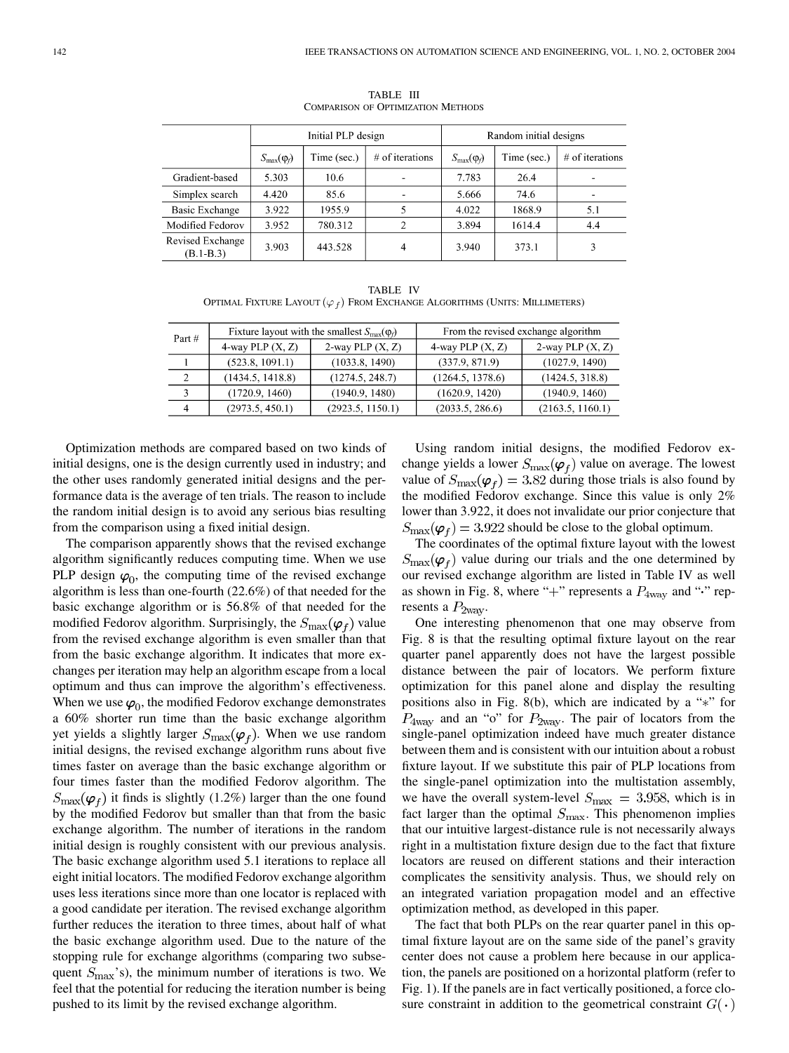TABLE III
COMPARISON OF OPTIMIZATION METHODS

| | Initial PLP design | | | Random initial designs | | |
|---|---|---|---|---|---|---|
| | $S_{\max}(\varphi_f)$ | Time (sec.) | # of iterations | $S_{\max}(\varphi_f)$ | Time (sec.) | # of iterations |
| Gradient-based | 5.303 | 10.6 | - | 7.783 | 26.4 | - |
| Simplex search | 4.420 | 85.6 | - | 5.666 | 74.6 | - |
| Basic Exchange | 3.922 | 1955.9 | 5 | 4.022 | 1868.9 | 5.1 |
| Modified Fedorov | 3.952 | 780.312 | 2 | 3.894 | 1614.4 | 4.4 |
| Revised Exchange (B.1-B.3) | 3.903 | 443.528 | 4 | 3.940 | 373.1 | 3 |

TABLE IV
OPTIMAL FIXTURE LAYOUT ($\varphi_f$) FROM EXCHANGE ALGORITHMS (UNITS: MILLIMETERS)

| Part # | Fixture layout with the smallest $S_{\max}(\varphi_f)$ | | From the revised exchange algorithm | |
|---|---|---|---|---|
| | 4-way PLP (X, Z) | 2-way PLP (X, Z) | 4-way PLP (X, Z) | 2-way PLP (X, Z) |
| 1 | (523.8, 1091.1) | (1033.8, 1490) | (337.9, 871.9) | (1027.9, 1490) |
| 2 | (1434.5, 1418.8) | (1274.5, 248.7) | (1264.5, 1378.6) | (1424.5, 318.8) |
| 3 | (1720.9, 1460) | (1940.9, 1480) | (1620.9, 1420) | (1940.9, 1460) |
| 4 | (2973.5, 450.1) | (2923.5, 1150.1) | (2033.5, 286.6) | (2163.5, 1160.1) |

Optimization methods are compared based on two kinds of initial designs, one is the design currently used in industry; and the other uses randomly generated initial designs and the performance data is the average of ten trials. The reason to include the random initial design is to avoid any serious bias resulting from the comparison using a fixed initial design.

The comparison apparently shows that the revised exchange algorithm significantly reduces computing time. When we use PLP design $\varphi_0$, the computing time of the revised exchange algorithm is less than one-fourth (22.6%) of that needed for the basic exchange algorithm or is 56.8% of that needed for the modified Fedorov algorithm. Surprisingly, the $S_{\max}(\varphi_f)$ value from the revised exchange algorithm is even smaller than that from the basic exchange algorithm. It indicates that more exchanges per iteration may help an algorithm escape from a local optimum and thus can improve the algorithm's effectiveness. When we use $\varphi_0$, the modified Fedorov exchange demonstrates a 60% shorter run time than the basic exchange algorithm yet yields a slightly larger $S_{\max}(\varphi_f)$. When we use random initial designs, the revised exchange algorithm runs about five times faster on average than the basic exchange algorithm or four times faster than the modified Fedorov algorithm. The $S_{\max}(\varphi_f)$ it finds is slightly (1.2%) larger than the one found by the modified Fedorov but smaller than that from the basic exchange algorithm. The number of iterations in the random initial design is roughly consistent with our previous analysis. The basic exchange algorithm used 5.1 iterations to replace all eight initial locators. The modified Fedorov exchange algorithm uses less iterations since more than one locator is replaced with a good candidate per iteration. The revised exchange algorithm further reduces the iteration to three times, about half of what the basic exchange algorithm used. Due to the nature of the stopping rule for exchange algorithms (comparing two subsequent $S_{\max}$'s), the minimum number of iterations is two. We feel that the potential for reducing the iteration number is being pushed to its limit by the revised exchange algorithm.

Using random initial designs, the modified Fedorov exchange yields a lower $S_{\max}(\varphi_f)$ value on average. The lowest value of $S_{\max}(\varphi_f) = 3.82$ during those trials is also found by the modified Fedorov exchange. Since this value is only 2% lower than 3.922, it does not invalidate our prior conjecture that $S_{\max}(\varphi_f) = 3.922$ should be close to the global optimum.

The coordinates of the optimal fixture layout with the lowest $S_{\max}(\varphi_f)$ value during our trials and the one determined by our revised exchange algorithm are listed in Table IV as well as shown in Fig. 8, where "+" represents a $P_{4\text{way}}$ and "·" represents a $P_{2\text{way}}$.

One interesting phenomenon that one may observe from Fig. 8 is that the resulting optimal fixture layout on the rear quarter panel apparently does not have the largest possible distance between the pair of locators. We perform fixture optimization for this panel alone and display the resulting positions also in Fig. 8(b), which are indicated by a "*" for $P_{4\text{way}}$ and an "o" for $P_{2\text{way}}$. The pair of locators from the single-panel optimization indeed have much greater distance between them and is consistent with our intuition about a robust fixture layout. If we substitute this pair of PLP locations from the single-panel optimization into the multistation assembly, we have the overall system-level $S_{\max} = 3.958$, which is in fact larger than the optimal $S_{\max}$. This phenomenon implies that our intuitive largest-distance rule is not necessarily always right in a multistation fixture design due to the fact that fixture locators are reused on different stations and their interaction complicates the sensitivity analysis. Thus, we should rely on an integrated variation propagation model and an effective optimization method, as developed in this paper.

The fact that both PLPs on the rear quarter panel in this optimal fixture layout are on the same side of the panel's gravity center does not cause a problem here because in our application, the panels are positioned on a horizontal platform (refer to Fig. 1). If the panels are in fact vertically positioned, a force closure constraint in addition to the geometrical constraint $G(\cdot)$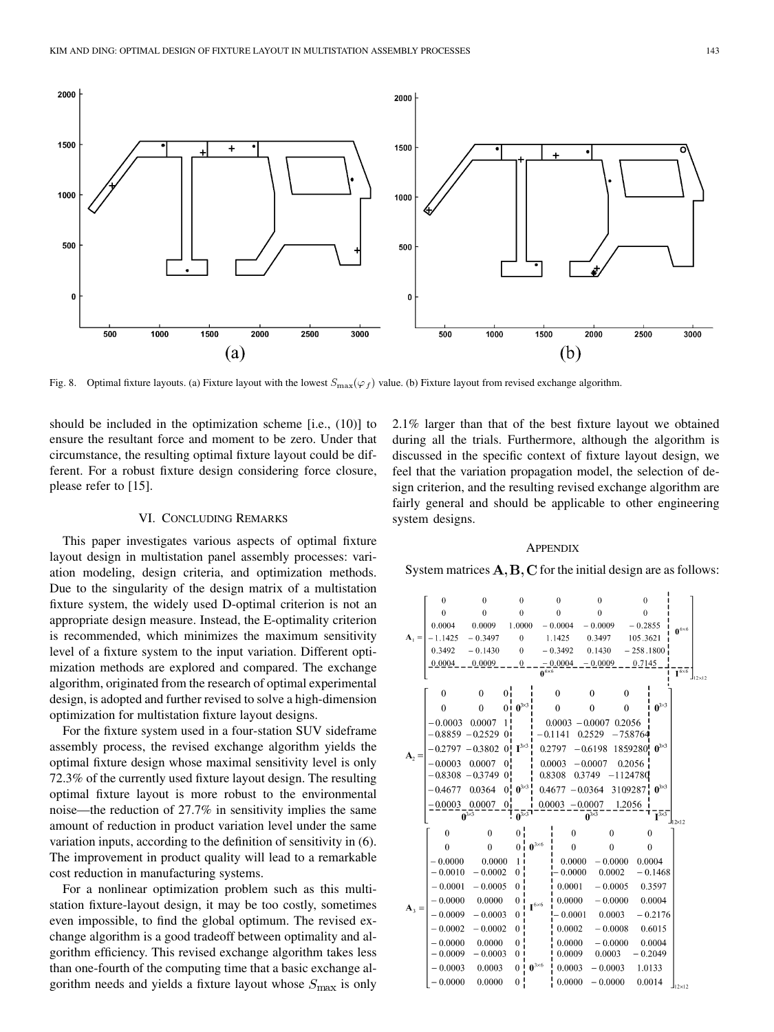(a)

(b)

Fig. 8. Optimal fixture layouts. (a) Fixture layout with the lowest $S_{\max}(\varphi_f)$ value. (b) Fixture layout from revised exchange algorithm.

should be included in the optimization scheme [i.e., (10)] to ensure the resultant force and moment to be zero. Under that circumstance, the resulting optimal fixture layout could be different. For a robust fixture design considering force closure, please refer to [15].

## VI. Concluding Remarks

This paper investigates various aspects of optimal fixture layout design in multistation panel assembly processes: variation modeling, design criteria, and optimization methods. Due to the singularity of the design matrix of a multistation fixture system, the widely used D-optimal criterion is not an appropriate design measure. Instead, the E-optimality criterion is recommended, which minimizes the maximum sensitivity level of a fixture system to the input variation. Different optimization methods are explored and compared. The exchange algorithm, originated from the research of optimal experimental design, is adopted and further revised to solve a high-dimension optimization for multistation fixture layout designs.

For the fixture system used in a four-station SUV sideframe assembly process, the revised exchange algorithm yields the optimal fixture design whose maximal sensitivity level is only 72.3% of the currently used fixture layout design. The resulting optimal fixture layout is more robust to the environmental noise—the reduction of 27.7% in sensitivity implies the same amount of reduction in product variation level under the same variation inputs, according to the definition of sensitivity in (6). The improvement in product quality will lead to a remarkable cost reduction in manufacturing systems.

For a nonlinear optimization problem such as this multistation fixture-layout design, it may be too costly, sometimes even impossible, to find the global optimum. The revised exchange algorithm is a good tradeoff between optimality and algorithm efficiency. This revised exchange algorithm takes less than one-fourth of the computing time that a basic exchange algorithm needs and yields a fixture layout whose $S_{\max}$ is only 2.1% larger than that of the best fixture layout we obtained during all the trials. Furthermore, although the algorithm is discussed in the specific context of fixture layout design, we feel that the variation propagation model, the selection of design criterion, and the resulting revised exchange algorithm are fairly general and should be applicable to other engineering system designs.

## Appendix

System matrices $\mathbf{A}, \mathbf{B}, \mathbf{C}$ for the initial design are as follows:

$$
\mathbf{A}_1 = \left[\begin{array}{cccccc|c}
0 & 0 & 0 & 0 & 0 & 0 & \\
0 & 0 & 0 & 0 & 0 & 0 & \\
0.0004 & 0.0009 & 1.0000 & -0.0004 & -0.0009 & -0.2855 & \mathbf{0}^{6\times 6} \\
-1.1425 & -0.3497 & 0 & 1.1425 & 0.3497 & 105.3621 & \\
0.3492 & -0.1430 & 0 & -0.3492 & 0.1430 & -258.1800 & \\
0.0004 & 0.0009 & 0 & -0.0004 & -0.0009 & 0.7145 & \\
\hline
 & & & \mathbf{0}^{6\times 6} & & & \mathbf{I}^{6\times 6}
\end{array}\right]_{12\times 12}
$$

$$
\mathbf{A}_2 = \left[\begin{array}{ccc|c|ccc|c}
0 & 0 & 0 & & 0 & 0 & 0 & \\
0 & 0 & 0 & \mathbf{0}^{3\times 3} & 0 & 0 & 0 & \mathbf{0}^{3\times 3} \\
-0.0003 & 0.0007 & 1 & & 0.0003 & -0.0007 & 0.2056 & \\
-0.8859 & -0.2529 & 0 & & -0.1141 & 0.2529 & -758764 & \\
-0.2797 & -0.3802 & 0 & \mathbf{I}^{3\times 3} & 0.2797 & -0.6198 & 1859280 & \mathbf{0}^{3\times 3} \\
-0.0003 & 0.0007 & 0 & & 0.0003 & -0.0007 & 0.2056 & \\
-0.8308 & -0.3749 & 0 & & 0.8308 & 0.3749 & -1124780 & \\
-0.4677 & 0.0364 & 0 & \mathbf{0}^{3\times 3} & 0.4677 & -0.0364 & 3109287 & \mathbf{0}^{3\times 3} \\
-0.0003 & 0.0007 & 0 & & 0.0003 & -0.0007 & 1.2056 & \\
\hline
 & \mathbf{0}^{3\times 3} & & \mathbf{0}^{3\times 3} & & \mathbf{0}^{3\times 3} & & \mathbf{I}^{3\times 3}
\end{array}\right]_{12\times 12}
$$

$$
\mathbf{A}_3 = \left[\begin{array}{ccc|c|ccc}
0 & 0 & 0 & & 0 & 0 & 0 \\
0 & 0 & 0 & \mathbf{0}^{3\times 6} & 0 & 0 & 0 \\
-0.0000 & 0.0000 & 1 & & 0.0000 & -0.0000 & 0.0004 \\
-0.0010 & -0.0002 & 0 & & -0.0000 & 0.0002 & -0.1468 \\
-0.0001 & -0.0005 & 0 & & 0.0001 & -0.0005 & 0.3597 \\
-0.0000 & 0.0000 & 0 & \mathbf{I}^{6\times 6} & 0.0000 & -0.0000 & 0.0004 \\
-0.0009 & -0.0003 & 0 & & -0.0001 & 0.0003 & -0.2176 \\
-0.0002 & -0.0002 & 0 & & 0.0002 & -0.0008 & 0.6015 \\
-0.0000 & 0.0000 & 0 & & 0.0000 & -0.0000 & 0.0004 \\
-0.0009 & -0.0003 & 0 & & 0.0009 & 0.0003 & -0.2049 \\
-0.0003 & 0.0003 & 0 & \mathbf{0}^{3\times 6} & 0.0003 & -0.0003 & 1.0133 \\
-0.0000 & 0.0000 & 0 & & 0.0000 & -0.0000 & 0.0014
\end{array}\right]_{12\times 12}
$$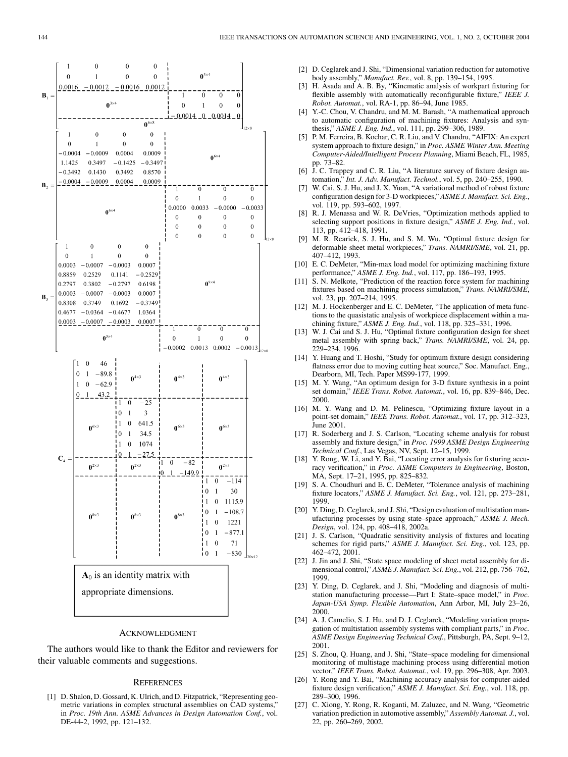$$
\mathbf{B}_1 = \left[\begin{array}{cccc|cccc}
1 & 0 & 0 & 0 & & & & \\
0 & 1 & 0 & 0 & & \mathbf{0}^{3\times 4} & & \\
0.0016 & -0.0012 & -0.0016 & 0.0012 & & & & \\
\hline
 & & & & 1 & 0 & 0 & 0 \\
 & \mathbf{0}^{3\times 4} & & & 0 & 1 & 0 & 0 \\
 & & & & -0.0014 & 0 & 0.0014 & 0 \\
\hline
 & & & \mathbf{0}^{6\times 8} & & & &
\end{array}\right]_{12\times 8}
$$

$$
\mathbf{B}_2 = \left[\begin{array}{cccc|cccc}
1 & 0 & 0 & 0 & & & & \\
0 & 1 & 0 & 0 & & & & \\
-0.0004 & -0.0009 & 0.0004 & 0.0009 & & \mathbf{0}^{6\times 4} & & \\
1.1425 & 0.3497 & -0.1425 & -0.3497 & & & & \\
-0.3492 & 0.1430 & 0.3492 & 0.8570 & & & & \\
-0.0004 & -0.0009 & 0.0004 & 0.0009 & & & & \\
\hline
 & & & & 1 & 0 & 0 & 0 \\
 & & & & 0 & 1 & 0 & 0 \\
 & \mathbf{0}^{6\times 4} & & & 0.0000 & 0.0033 & -0.0000 & -0.0033 \\
 & & & & 0 & 0 & 0 & 0 \\
 & & & & 0 & 0 & 0 & 0 \\
 & & & & 0 & 0 & 0 & 0
\end{array}\right]_{12\times 8}
$$

$$
\mathbf{B}_3 = \left[\begin{array}{cccc|cccc}
1 & 0 & 0 & 0 & & & & \\
0 & 1 & 0 & 0 & & & & \\
0.0003 & -0.0007 & -0.0003 & 0.0007 & & & & \\
0.8859 & 0.2529 & 0.1141 & -0.2529 & & & & \\
0.2797 & 0.3802 & -0.2797 & 0.6198 & & \mathbf{0}^{9\times 4} & & \\
0.0003 & -0.0007 & -0.0003 & 0.0007 & & & & \\
0.8308 & 0.3749 & 0.1692 & -0.3749 & & & & \\
0.4677 & -0.0364 & -0.4677 & 1.0364 & & & & \\
0.0003 & -0.0007 & -0.0003 & 0.0007 & & & & \\
\hline
 & & & & 1 & 0 & 0 & 0 \\
 & \mathbf{0}^{3\times 4} & & & 0 & 1 & 0 & 0 \\
 & & & & -0.0002 & 0.0013 & 0.0002 & -0.0013
\end{array}\right]_{12\times 8}
$$

$$
\mathbf{C}_4 = \left[\begin{array}{ccc|ccc|ccc|ccc}
1 & 0 & 46 & & & & & & & & & \\
0 & 1 & -89.8 & & \mathbf{0}^{4\times 3} & & & \mathbf{0}^{4\times 3} & & & \mathbf{0}^{4\times 3} & \\
1 & 0 & -62.9 & & & & & & & & & \\
0 & 1 & 43.2 & & & & & & & & & \\
\hline
 & & & 1 & 0 & -25 & & & & & & \\
 & & & 0 & 1 & 3 & & & & & & \\
 & \mathbf{0}^{6\times 3} & & 1 & 0 & 641.5 & & \mathbf{0}^{6\times 3} & & & \mathbf{0}^{6\times 3} & \\
 & & & 0 & 1 & 34.5 & & & & & & \\
 & & & 1 & 0 & 1074 & & & & & & \\
 & & & 0 & 1 & -27.5 & & & & & & \\
\hline
 & \mathbf{0}^{2\times 3} & & & \mathbf{0}^{2\times 3} & & 1 & 0 & -82 & & \mathbf{0}^{2\times 3} & \\
 & & & & & & 0 & 1 & -149.9 & & & \\
\hline
 & & & & & & & & & 1 & 0 & -114 \\
 & & & & & & & & & 0 & 1 & 30 \\
 & & & & & & & & & 1 & 0 & 1115.9 \\
 & \mathbf{0}^{8\times 3} & & & \mathbf{0}^{8\times 3} & & & \mathbf{0}^{8\times 3} & & 0 & 1 & -108.7 \\
 & & & & & & & & & 1 & 0 & 1221 \\
 & & & & & & & & & 0 & 1 & -877.1 \\
 & & & & & & & & & 1 & 0 & 71 \\
 & & & & & & & & & 0 & 1 & -830
\end{array}\right]_{20\times 12}
$$

$\mathbf{A}_0$ is an identity matrix with appropriate dimensions.

## Acknowledgment

The authors would like to thank the Editor and reviewers for their valuable comments and suggestions.

## References

[1] D. Shalon, D. Gossard, K. Ulrich, and D. Fitzpatrick, "Representing geometric variations in complex structural assemblies on CAD systems," in *Proc. 19th Ann. ASME Advances in Design Automation Conf.*, vol. DE-44-2, 1992, pp. 121–132.

[2] D. Ceglarek and J. Shi, "Dimensional variation reduction for automotive body assembly," *Manufact. Rev.*, vol. 8, pp. 139–154, 1995.

[3] H. Asada and A. B. By, "Kinematic analysis of workpart fixturing for flexible assembly with automatically reconfigurable fixture," *IEEE J. Robot. Automat.*, vol. RA-1, pp. 86–94, June 1985.

[4] Y.-C. Chou, V. Chandru, and M. M. Barash, "A mathematical approach to automatic configuration of machining fixtures: Analysis and synthesis," *ASME J. Eng. Ind.*, vol. 111, pp. 299–306, 1989.

[5] P. M. Ferreira, B. Kochar, C. R. Liu, and V. Chandru, "AIFIX: An expert system approach to fixture design," in *Proc. ASME Winter Ann. Meeting Computer-Aided/Intelligent Process Planning*, Miami Beach, FL, 1985, pp. 73–82.

[6] J. C. Trappey and C. R. Liu, "A literature survey of fixture design automation," *Int. J. Adv. Manufact. Technol.*, vol. 5, pp. 240–255, 1990.

[7] W. Cai, S. J. Hu, and J. X. Yuan, "A variational method of robust fixture configuration design for 3-D workpieces," *ASME J. Manufact. Sci. Eng.*, vol. 119, pp. 593–602, 1997.

[8] R. J. Menassa and W. R. DeVries, "Optimization methods applied to selecting support positions in fixture design," *ASME J. Eng. Ind.*, vol. 113, pp. 412–418, 1991.

[9] M. R. Rearick, S. J. Hu, and S. M. Wu, "Optimal fixture design for deformable sheet metal workpieces," *Trans. NAMRI/SME*, vol. 21, pp. 407–412, 1993.

[10] E. C. DeMeter, "Min-max load model for optimizing machining fixture performance," *ASME J. Eng. Ind.*, vol. 117, pp. 186–193, 1995.

[11] S. N. Melkote, "Prediction of the reaction force system for machining fixtures based on machining process simulation," *Trans. NAMRI/SME*, vol. 23, pp. 207–214, 1995.

[12] M. J. Hockenberger and E. C. DeMeter, "The application of meta functions to the quasistatic analysis of workpiece displacement within a machining fixture," *ASME J. Eng. Ind.*, vol. 118, pp. 325–331, 1996.

[13] W. J. Cai and S. J. Hu, "Optimal fixture configuration design for sheet metal assembly with spring back," *Trans. NAMRI/SME*, vol. 24, pp. 229–234, 1996.

[14] Y. Huang and T. Hoshi, "Study for optimum fixture design considering flatness error due to moving cutting heat source," Soc. Manufact. Eng., Dearborn, MI, Tech. Paper MS99-177, 1999.

[15] M. Y. Wang, "An optimum design for 3-D fixture synthesis in a point set domain," *IEEE Trans. Robot. Automat.*, vol. 16, pp. 839–846, Dec. 2000.

[16] M. Y. Wang and D. M. Pelinescu, "Optimizing fixture layout in a point-set domain," *IEEE Trans. Robot. Automat.*, vol. 17, pp. 312–323, June 2001.

[17] R. Soderberg and J. S. Carlson, "Locating scheme analysis for robust assembly and fixture design," in *Proc. 1999 ASME Design Engineering Technical Conf.*, Las Vegas, NV, Sept. 12–15, 1999.

[18] Y. Rong, W. Li, and Y. Bai, "Locating error analysis for fixturing accuracy verification," in *Proc. ASME Computers in Engineering*, Boston, MA, Sept. 17–21, 1995, pp. 825–832.

[19] S. A. Choudhuri and E. C. DeMeter, "Tolerance analysis of machining fixture locators," *ASME J. Manufact. Sci. Eng.*, vol. 121, pp. 273–281, 1999.

[20] Y. Ding, D. Ceglarek, and J. Shi, "Design evaluation of multistation manufacturing processes by using state–space approach," *ASME J. Mech. Design*, vol. 124, pp. 408–418, 2002a.

[21] J. S. Carlson, "Quadratic sensitivity analysis of fixtures and locating schemes for rigid parts," *ASME J. Manufact. Sci. Eng.*, vol. 123, pp. 462–472, 2001.

[22] J. Jin and J. Shi, "State space modeling of sheet metal assembly for dimensional control," *ASME J. Manufact. Sci. Eng.*, vol. 212, pp. 756–762, 1999.

[23] Y. Ding, D. Ceglarek, and J. Shi, "Modeling and diagnosis of multistation manufacturing processe—Part I: State–space model," in *Proc. Japan-USA Symp. Flexible Automation*, Ann Arbor, MI, July 23–26, 2000.

[24] A. J. Camelio, S. J. Hu, and D. J. Ceglarek, "Modeling variation propagation of multistation assembly systems with compliant parts," in *Proc. ASME Design Engineering Technical Conf.*, Pittsburgh, PA, Sept. 9–12, 2001.

[25] S. Zhou, Q. Huang, and J. Shi, "State–space modeling for dimensional monitoring of multistage machining process using differential motion vector," *IEEE Trans. Robot. Automat.*, vol. 19, pp. 296–308, Apr. 2003.

[26] Y. Rong and Y. Bai, "Machining accuracy analysis for computer-aided fixture design verification," *ASME J. Manufact. Sci. Eng.*, vol. 118, pp. 289–300, 1996.

[27] C. Xiong, Y. Rong, R. Koganti, M. Zaluzec, and N. Wang, "Geometric variation prediction in automotive assembly," *Assembly Automat. J.*, vol. 22, pp. 260–269, 2002.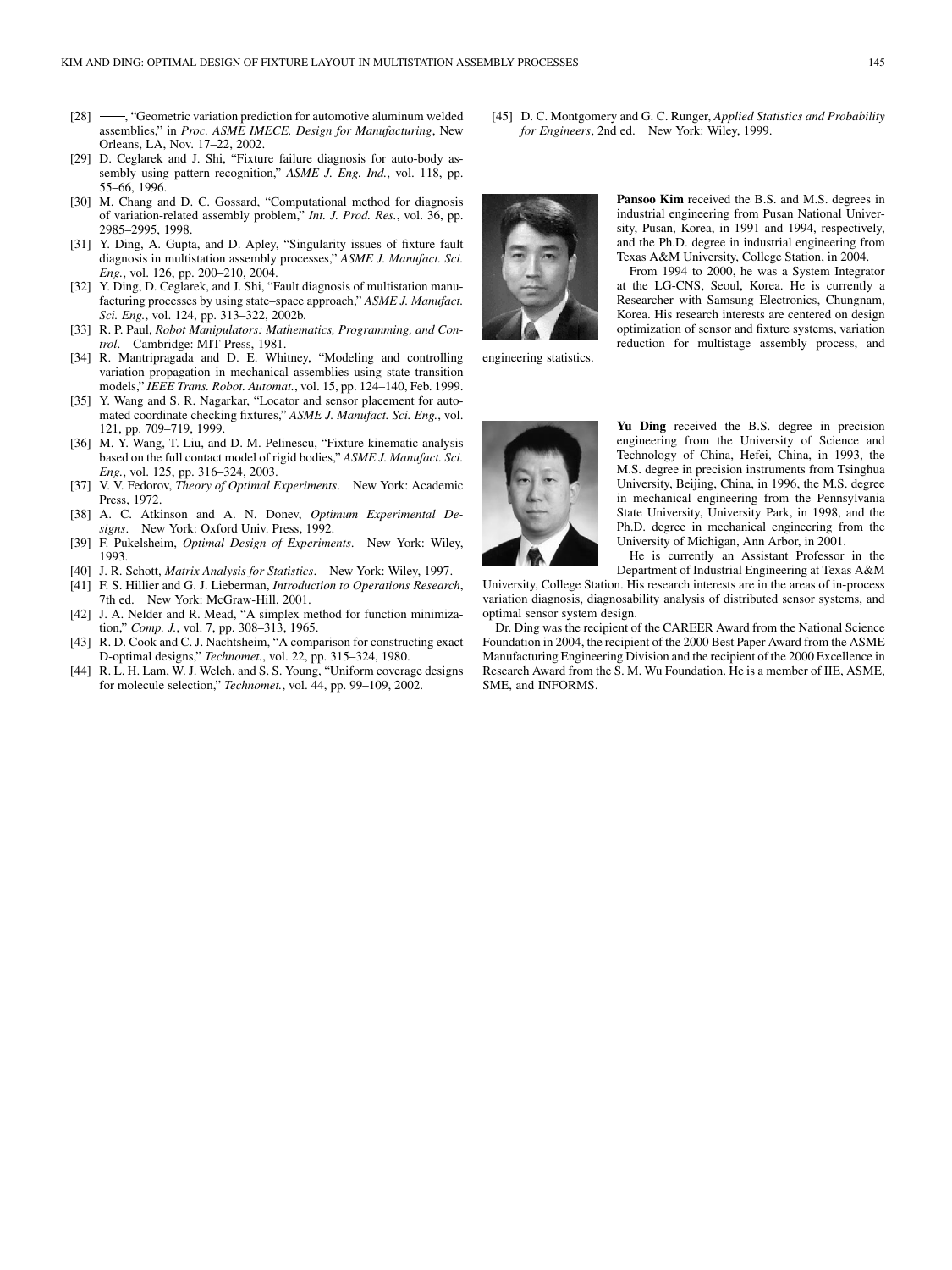[28] ——, "Geometric variation prediction for automotive aluminum welded assemblies," in *Proc. ASME IMECE, Design for Manufacturing*, New Orleans, LA, Nov. 17–22, 2002.

[29] D. Ceglarek and J. Shi, "Fixture failure diagnosis for auto-body assembly using pattern recognition," *ASME J. Eng. Ind.*, vol. 118, pp. 55–66, 1996.

[30] M. Chang and D. C. Gossard, "Computational method for diagnosis of variation-related assembly problem," *Int. J. Prod. Res.*, vol. 36, pp. 2985–2995, 1998.

[31] Y. Ding, A. Gupta, and D. Apley, "Singularity issues of fixture fault diagnosis in multistation assembly processes," *ASME J. Manufact. Sci. Eng.*, vol. 126, pp. 200–210, 2004.

[32] Y. Ding, D. Ceglarek, and J. Shi, "Fault diagnosis of multistation manufacturing processes by using state–space approach," *ASME J. Manufact. Sci. Eng.*, vol. 124, pp. 313–322, 2002b.

[33] R. P. Paul, *Robot Manipulators: Mathematics, Programming, and Control*. Cambridge: MIT Press, 1981.

[34] R. Mantripragada and D. E. Whitney, "Modeling and controlling variation propagation in mechanical assemblies using state transition models," *IEEE Trans. Robot. Automat.*, vol. 15, pp. 124–140, Feb. 1999.

[35] Y. Wang and S. R. Nagarkar, "Locator and sensor placement for automated coordinate checking fixtures," *ASME J. Manufact. Sci. Eng.*, vol. 121, pp. 709–719, 1999.

[36] M. Y. Wang, T. Liu, and D. M. Pelinescu, "Fixture kinematic analysis based on the full contact model of rigid bodies," *ASME J. Manufact. Sci. Eng.*, vol. 125, pp. 316–324, 2003.

[37] V. V. Fedorov, *Theory of Optimal Experiments*. New York: Academic Press, 1972.

[38] A. C. Atkinson and A. N. Donev, *Optimum Experimental Designs*. New York: Oxford Univ. Press, 1992.

[39] F. Pukelsheim, *Optimal Design of Experiments*. New York: Wiley, 1993.

[40] J. R. Schott, *Matrix Analysis for Statistics*. New York: Wiley, 1997.

[41] F. S. Hillier and G. J. Lieberman, *Introduction to Operations Research*, 7th ed. New York: McGraw-Hill, 2001.

[42] J. A. Nelder and R. Mead, "A simplex method for function minimization," *Comp. J.*, vol. 7, pp. 308–313, 1965.

[43] R. D. Cook and C. J. Nachtsheim, "A comparison for constructing exact D-optimal designs," *Technomet.*, vol. 22, pp. 315–324, 1980.

[44] R. L. H. Lam, W. J. Welch, and S. S. Young, "Uniform coverage designs for molecule selection," *Technomet.*, vol. 44, pp. 99–109, 2002.

[45] D. C. Montgomery and G. C. Runger, *Applied Statistics and Probability for Engineers*, 2nd ed. New York: Wiley, 1999.

**Pansoo Kim** received the B.S. and M.S. degrees in industrial engineering from Pusan National University, Pusan, Korea, in 1991 and 1994, respectively, and the Ph.D. degree in industrial engineering from Texas A&M University, College Station, in 2004.

From 1994 to 2000, he was a System Integrator at the LG-CNS, Seoul, Korea. He is currently a Researcher with Samsung Electronics, Chungnam, Korea. His research interests are centered on design optimization of sensor and fixture systems, variation reduction for multistage assembly process, and engineering statistics.

**Yu Ding** received the B.S. degree in precision engineering from the University of Science and Technology of China, Hefei, China, in 1993, the M.S. degree in precision instruments from Tsinghua University, Beijing, China, in 1996, the M.S. degree in mechanical engineering from the Pennsylvania State University, University Park, in 1998, and the Ph.D. degree in mechanical engineering from the University of Michigan, Ann Arbor, in 2001.

He is currently an Assistant Professor in the Department of Industrial Engineering at Texas A&M University, College Station. His research interests are in the areas of in-process variation diagnosis, diagnosability analysis of distributed sensor systems, and optimal sensor system design.

Dr. Ding was the recipient of the CAREER Award from the National Science Foundation in 2004, the recipient of the 2000 Best Paper Award from the ASME Manufacturing Engineering Division and the recipient of the 2000 Excellence in Research Award from the S. M. Wu Foundation. He is a member of IIE, ASME, SME, and INFORMS.